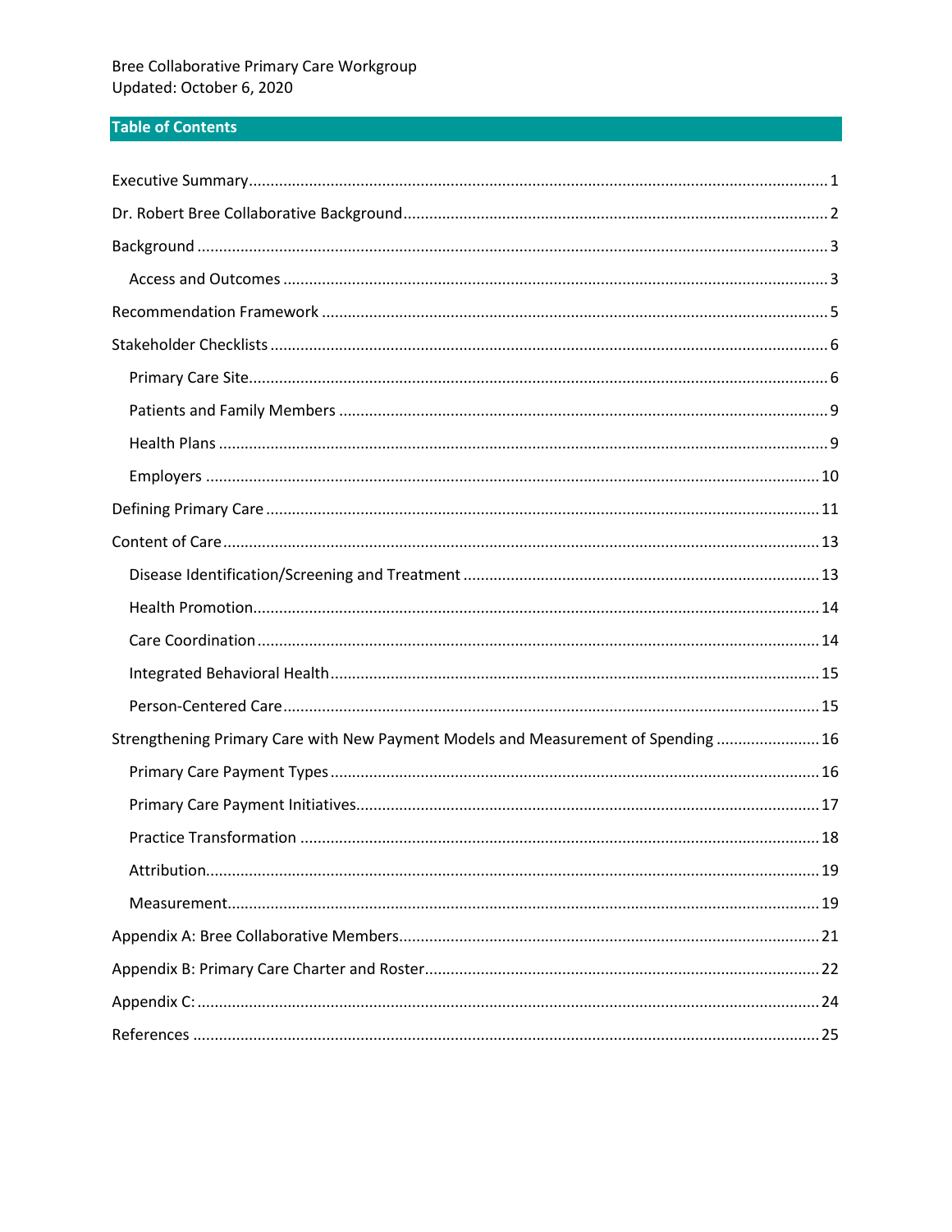Bree Collaborative Primary Care Workgroup
Updated: October 6, 2020

## Table of Contents

Executive Summary ... 1
Dr. Robert Bree Collaborative Background ... 2
Background ... 3
- Access and Outcomes ... 3

Recommendation Framework ... 5
Stakeholder Checklists ... 6
- Primary Care Site ... 6
- Patients and Family Members ... 9
- Health Plans ... 9
- Employers ... 10

Defining Primary Care ... 11
Content of Care ... 13
- Disease Identification/Screening and Treatment ... 13
- Health Promotion ... 14
- Care Coordination ... 14
- Integrated Behavioral Health ... 15
- Person-Centered Care ... 15

Strengthening Primary Care with New Payment Models and Measurement of Spending ... 16
- Primary Care Payment Types ... 16
- Primary Care Payment Initiatives ... 17
- Practice Transformation ... 18
- Attribution ... 19
- Measurement ... 19

Appendix A: Bree Collaborative Members ... 21
Appendix B: Primary Care Charter and Roster ... 22
Appendix C: ... 24
References ... 25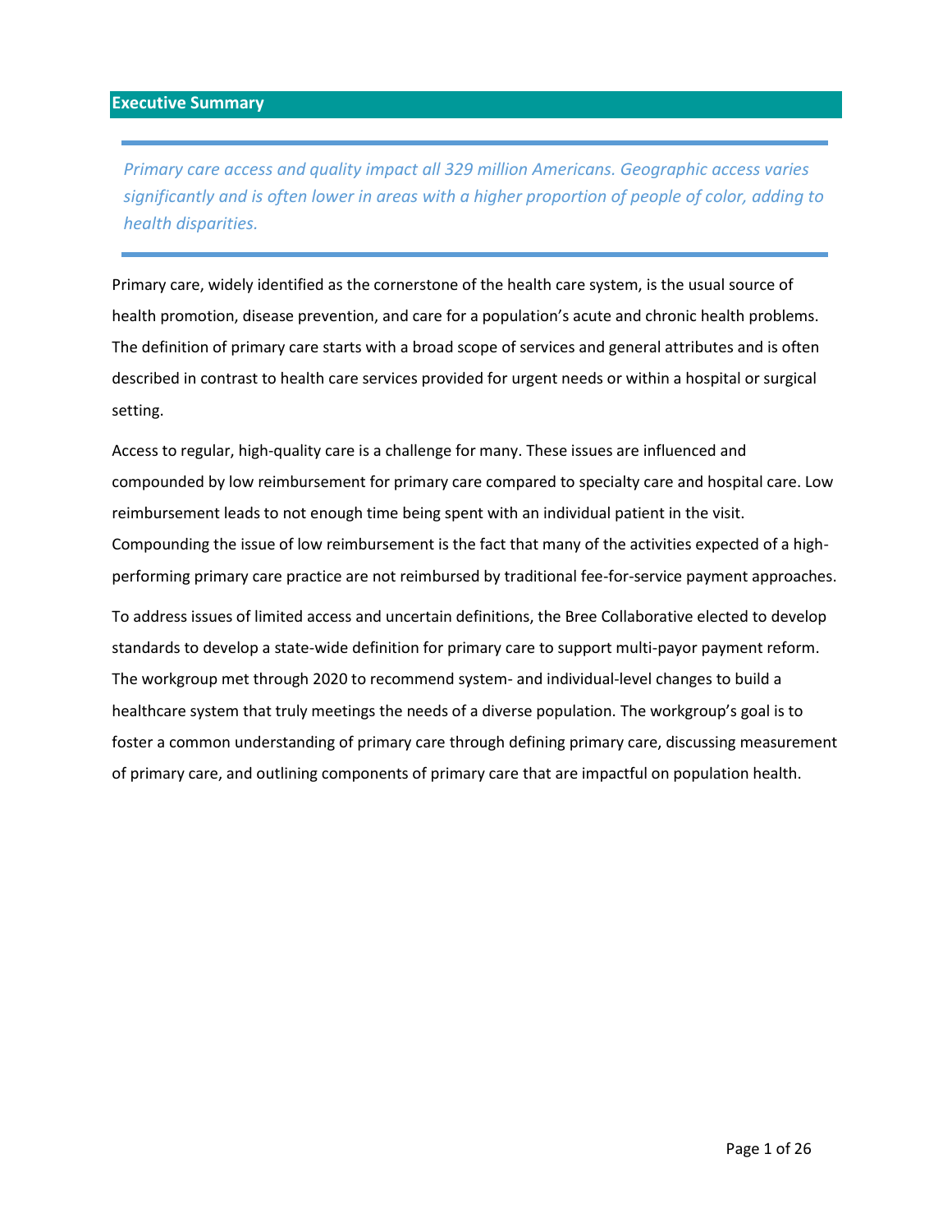## Executive Summary

*Primary care access and quality impact all 329 million Americans. Geographic access varies significantly and is often lower in areas with a higher proportion of people of color, adding to health disparities.*

Primary care, widely identified as the cornerstone of the health care system, is the usual source of health promotion, disease prevention, and care for a population's acute and chronic health problems. The definition of primary care starts with a broad scope of services and general attributes and is often described in contrast to health care services provided for urgent needs or within a hospital or surgical setting.

Access to regular, high-quality care is a challenge for many. These issues are influenced and compounded by low reimbursement for primary care compared to specialty care and hospital care. Low reimbursement leads to not enough time being spent with an individual patient in the visit. Compounding the issue of low reimbursement is the fact that many of the activities expected of a high-performing primary care practice are not reimbursed by traditional fee-for-service payment approaches.

To address issues of limited access and uncertain definitions, the Bree Collaborative elected to develop standards to develop a state-wide definition for primary care to support multi-payor payment reform. The workgroup met through 2020 to recommend system- and individual-level changes to build a healthcare system that truly meetings the needs of a diverse population. The workgroup's goal is to foster a common understanding of primary care through defining primary care, discussing measurement of primary care, and outlining components of primary care that are impactful on population health.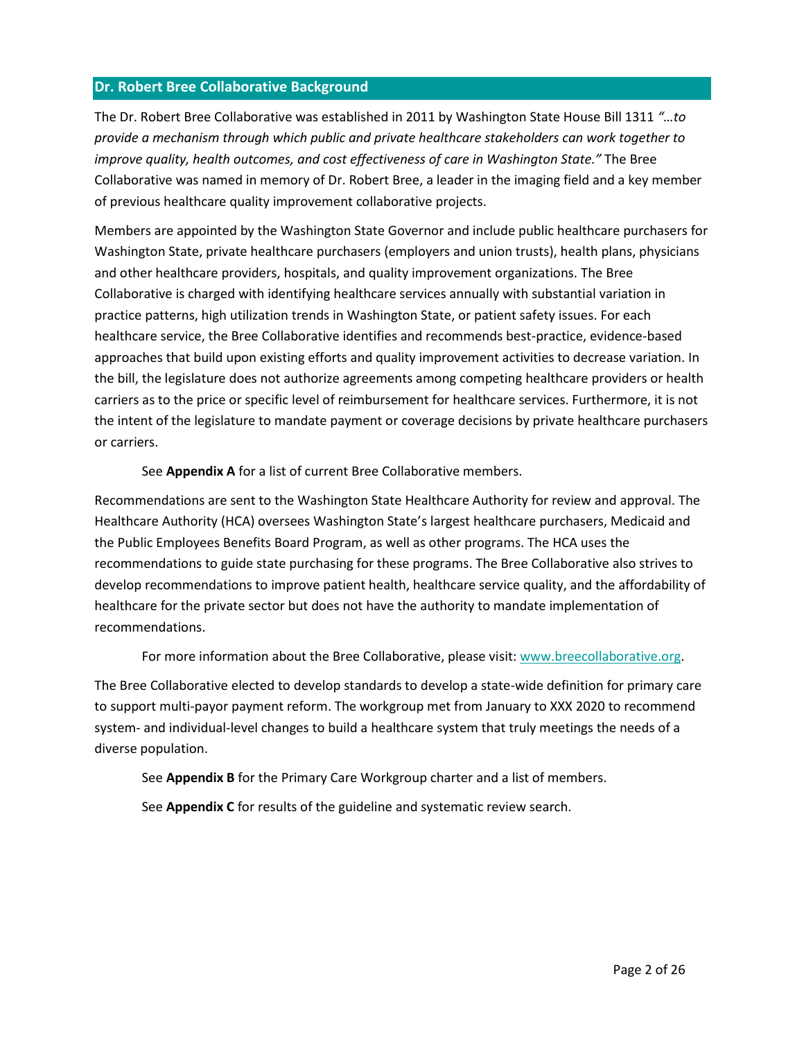## Dr. Robert Bree Collaborative Background

The Dr. Robert Bree Collaborative was established in 2011 by Washington State House Bill 1311 *"…to provide a mechanism through which public and private healthcare stakeholders can work together to improve quality, health outcomes, and cost effectiveness of care in Washington State."* The Bree Collaborative was named in memory of Dr. Robert Bree, a leader in the imaging field and a key member of previous healthcare quality improvement collaborative projects.

Members are appointed by the Washington State Governor and include public healthcare purchasers for Washington State, private healthcare purchasers (employers and union trusts), health plans, physicians and other healthcare providers, hospitals, and quality improvement organizations. The Bree Collaborative is charged with identifying healthcare services annually with substantial variation in practice patterns, high utilization trends in Washington State, or patient safety issues. For each healthcare service, the Bree Collaborative identifies and recommends best-practice, evidence-based approaches that build upon existing efforts and quality improvement activities to decrease variation. In the bill, the legislature does not authorize agreements among competing healthcare providers or health carriers as to the price or specific level of reimbursement for healthcare services. Furthermore, it is not the intent of the legislature to mandate payment or coverage decisions by private healthcare purchasers or carriers.

See **Appendix A** for a list of current Bree Collaborative members.

Recommendations are sent to the Washington State Healthcare Authority for review and approval. The Healthcare Authority (HCA) oversees Washington State's largest healthcare purchasers, Medicaid and the Public Employees Benefits Board Program, as well as other programs. The HCA uses the recommendations to guide state purchasing for these programs. The Bree Collaborative also strives to develop recommendations to improve patient health, healthcare service quality, and the affordability of healthcare for the private sector but does not have the authority to mandate implementation of recommendations.

For more information about the Bree Collaborative, please visit: [www.breecollaborative.org](http://www.breecollaborative.org).

The Bree Collaborative elected to develop standards to develop a state-wide definition for primary care to support multi-payor payment reform. The workgroup met from January to XXX 2020 to recommend system- and individual-level changes to build a healthcare system that truly meetings the needs of a diverse population.

See **Appendix B** for the Primary Care Workgroup charter and a list of members.

See **Appendix C** for results of the guideline and systematic review search.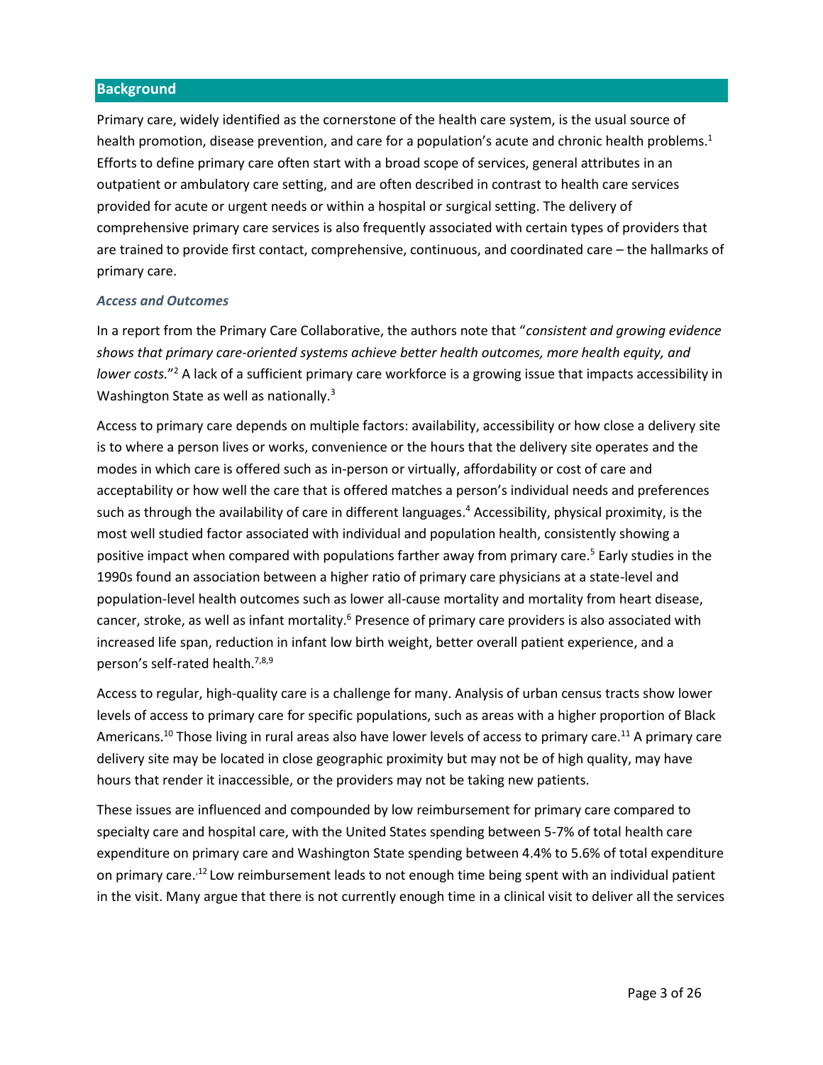## Background

Primary care, widely identified as the cornerstone of the health care system, is the usual source of health promotion, disease prevention, and care for a population's acute and chronic health problems.[1] Efforts to define primary care often start with a broad scope of services, general attributes in an outpatient or ambulatory care setting, and are often described in contrast to health care services provided for acute or urgent needs or within a hospital or surgical setting. The delivery of comprehensive primary care services is also frequently associated with certain types of providers that are trained to provide first contact, comprehensive, continuous, and coordinated care – the hallmarks of primary care.

### *Access and Outcomes*

In a report from the Primary Care Collaborative, the authors note that "*consistent and growing evidence shows that primary care-oriented systems achieve better health outcomes, more health equity, and lower costs.*"[2] A lack of a sufficient primary care workforce is a growing issue that impacts accessibility in Washington State as well as nationally.[3]

Access to primary care depends on multiple factors: availability, accessibility or how close a delivery site is to where a person lives or works, convenience or the hours that the delivery site operates and the modes in which care is offered such as in-person or virtually, affordability or cost of care and acceptability or how well the care that is offered matches a person's individual needs and preferences such as through the availability of care in different languages.[4] Accessibility, physical proximity, is the most well studied factor associated with individual and population health, consistently showing a positive impact when compared with populations farther away from primary care.[5] Early studies in the 1990s found an association between a higher ratio of primary care physicians at a state-level and population-level health outcomes such as lower all-cause mortality and mortality from heart disease, cancer, stroke, as well as infant mortality.[6] Presence of primary care providers is also associated with increased life span, reduction in infant low birth weight, better overall patient experience, and a person's self-rated health.[7,8,9]

Access to regular, high-quality care is a challenge for many. Analysis of urban census tracts show lower levels of access to primary care for specific populations, such as areas with a higher proportion of Black Americans.[10] Those living in rural areas also have lower levels of access to primary care.[11] A primary care delivery site may be located in close geographic proximity but may not be of high quality, may have hours that render it inaccessible, or the providers may not be taking new patients.

These issues are influenced and compounded by low reimbursement for primary care compared to specialty care and hospital care, with the United States spending between 5-7% of total health care expenditure on primary care and Washington State spending between 4.4% to 5.6% of total expenditure on primary care.[12] Low reimbursement leads to not enough time being spent with an individual patient in the visit. Many argue that there is not currently enough time in a clinical visit to deliver all the services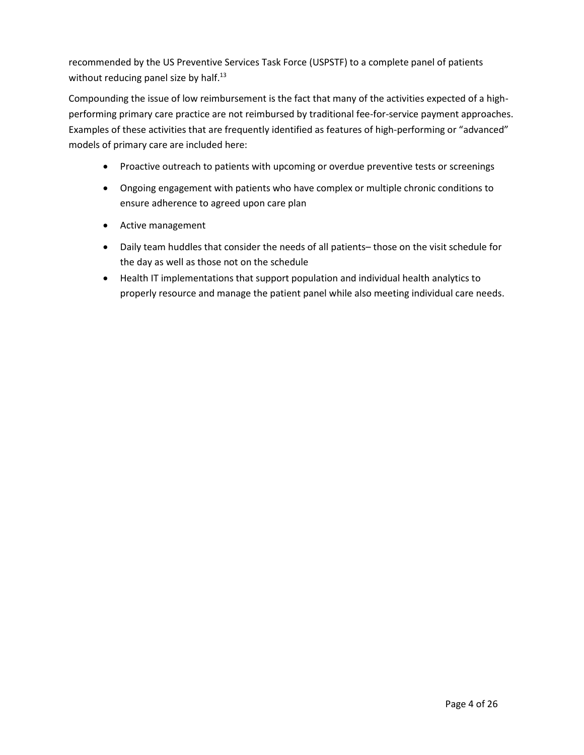recommended by the US Preventive Services Task Force (USPSTF) to a complete panel of patients without reducing panel size by half.[13]

Compounding the issue of low reimbursement is the fact that many of the activities expected of a high-performing primary care practice are not reimbursed by traditional fee-for-service payment approaches. Examples of these activities that are frequently identified as features of high-performing or "advanced" models of primary care are included here:

- Proactive outreach to patients with upcoming or overdue preventive tests or screenings
- Ongoing engagement with patients who have complex or multiple chronic conditions to ensure adherence to agreed upon care plan
- Active management
- Daily team huddles that consider the needs of all patients– those on the visit schedule for the day as well as those not on the schedule
- Health IT implementations that support population and individual health analytics to properly resource and manage the patient panel while also meeting individual care needs.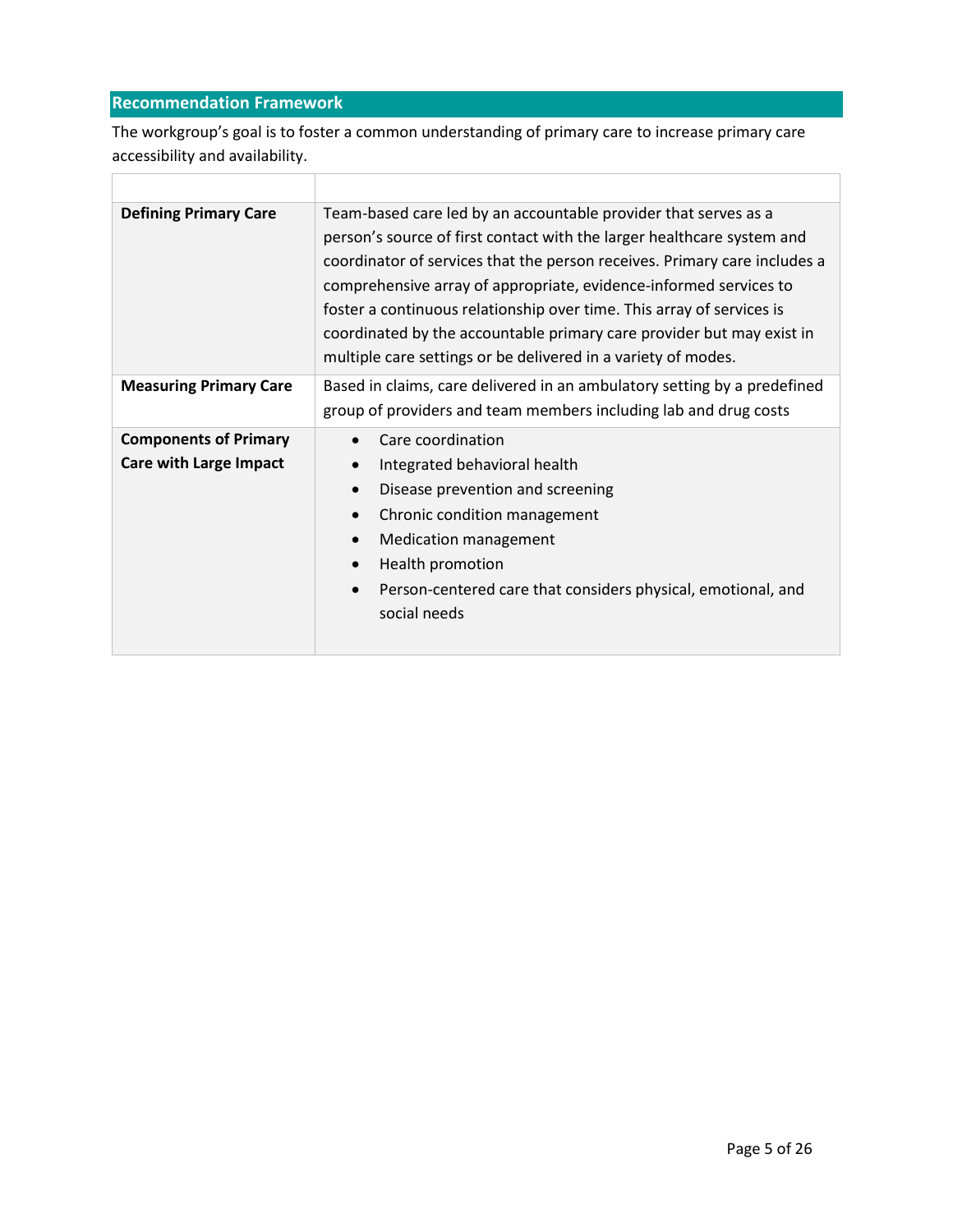## Recommendation Framework

The workgroup's goal is to foster a common understanding of primary care to increase primary care accessibility and availability.

| | |
|---|---|
| **Defining Primary Care** | Team-based care led by an accountable provider that serves as a person's source of first contact with the larger healthcare system and coordinator of services that the person receives. Primary care includes a comprehensive array of appropriate, evidence-informed services to foster a continuous relationship over time. This array of services is coordinated by the accountable primary care provider but may exist in multiple care settings or be delivered in a variety of modes. |
| **Measuring Primary Care** | Based in claims, care delivered in an ambulatory setting by a predefined group of providers and team members including lab and drug costs |
| **Components of Primary Care with Large Impact** | • Care coordination<br>• Integrated behavioral health<br>• Disease prevention and screening<br>• Chronic condition management<br>• Medication management<br>• Health promotion<br>• Person-centered care that considers physical, emotional, and social needs |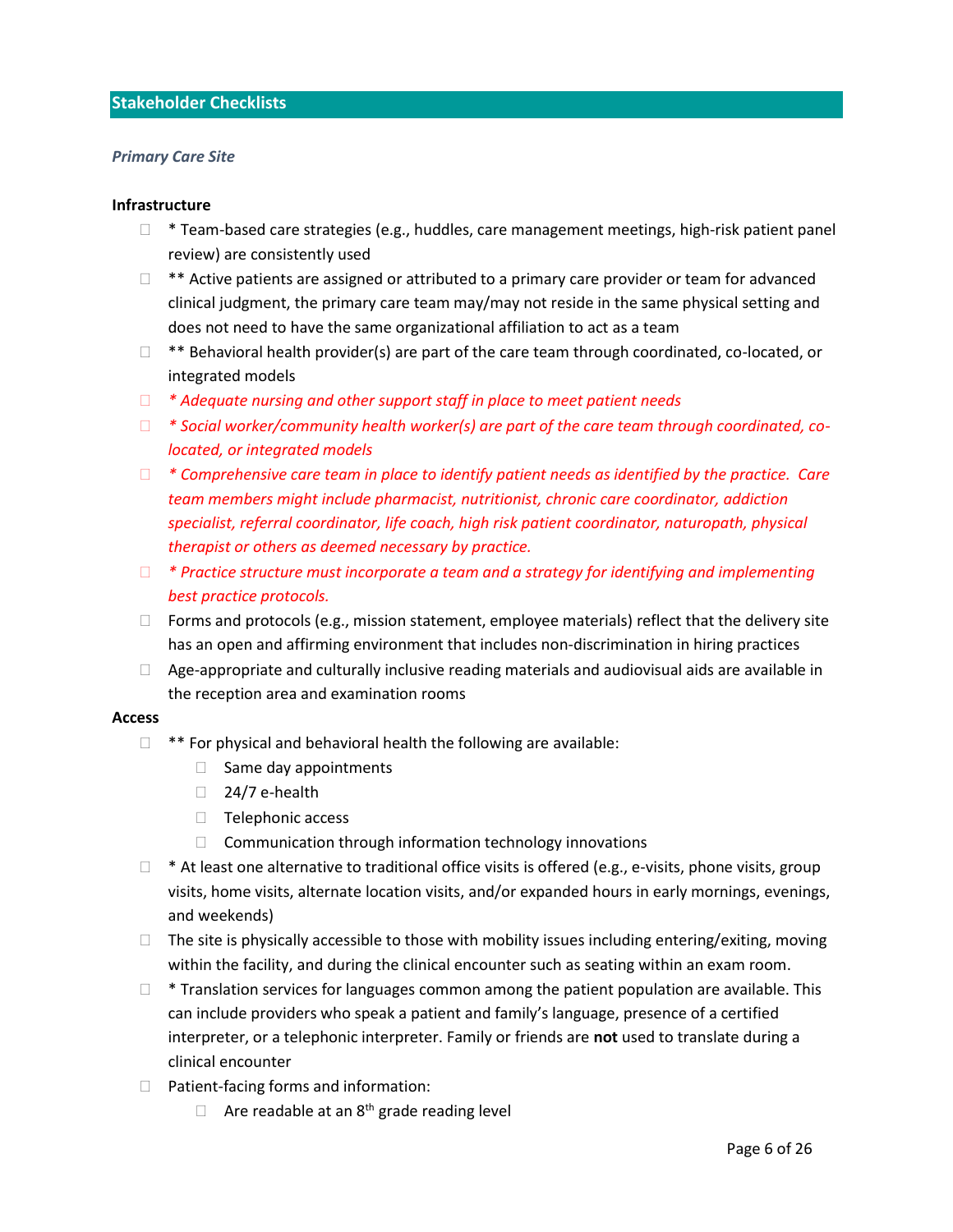## Stakeholder Checklists

### *Primary Care Site*

**Infrastructure**

- ☐ * Team-based care strategies (e.g., huddles, care management meetings, high-risk patient panel review) are consistently used
- ☐ ** Active patients are assigned or attributed to a primary care provider or team for advanced clinical judgment, the primary care team may/may not reside in the same physical setting and does not need to have the same organizational affiliation to act as a team
- ☐ ** Behavioral health provider(s) are part of the care team through coordinated, co-located, or integrated models
- ☐ *\* Adequate nursing and other support staff in place to meet patient needs*
- ☐ *\* Social worker/community health worker(s) are part of the care team through coordinated, co-located, or integrated models*
- ☐ *\* Comprehensive care team in place to identify patient needs as identified by the practice. Care team members might include pharmacist, nutritionist, chronic care coordinator, addiction specialist, referral coordinator, life coach, high risk patient coordinator, naturopath, physical therapist or others as deemed necessary by practice.*
- ☐ *\* Practice structure must incorporate a team and a strategy for identifying and implementing best practice protocols.*
- ☐ Forms and protocols (e.g., mission statement, employee materials) reflect that the delivery site has an open and affirming environment that includes non-discrimination in hiring practices
- ☐ Age-appropriate and culturally inclusive reading materials and audiovisual aids are available in the reception area and examination rooms

**Access**

- ☐ ** For physical and behavioral health the following are available:
  - ☐ Same day appointments
  - ☐ 24/7 e-health
  - ☐ Telephonic access
  - ☐ Communication through information technology innovations
- ☐ * At least one alternative to traditional office visits is offered (e.g., e-visits, phone visits, group visits, home visits, alternate location visits, and/or expanded hours in early mornings, evenings, and weekends)
- ☐ The site is physically accessible to those with mobility issues including entering/exiting, moving within the facility, and during the clinical encounter such as seating within an exam room.
- ☐ * Translation services for languages common among the patient population are available. This can include providers who speak a patient and family's language, presence of a certified interpreter, or a telephonic interpreter. Family or friends are **not** used to translate during a clinical encounter
- ☐ Patient-facing forms and information:
  - ☐ Are readable at an 8th grade reading level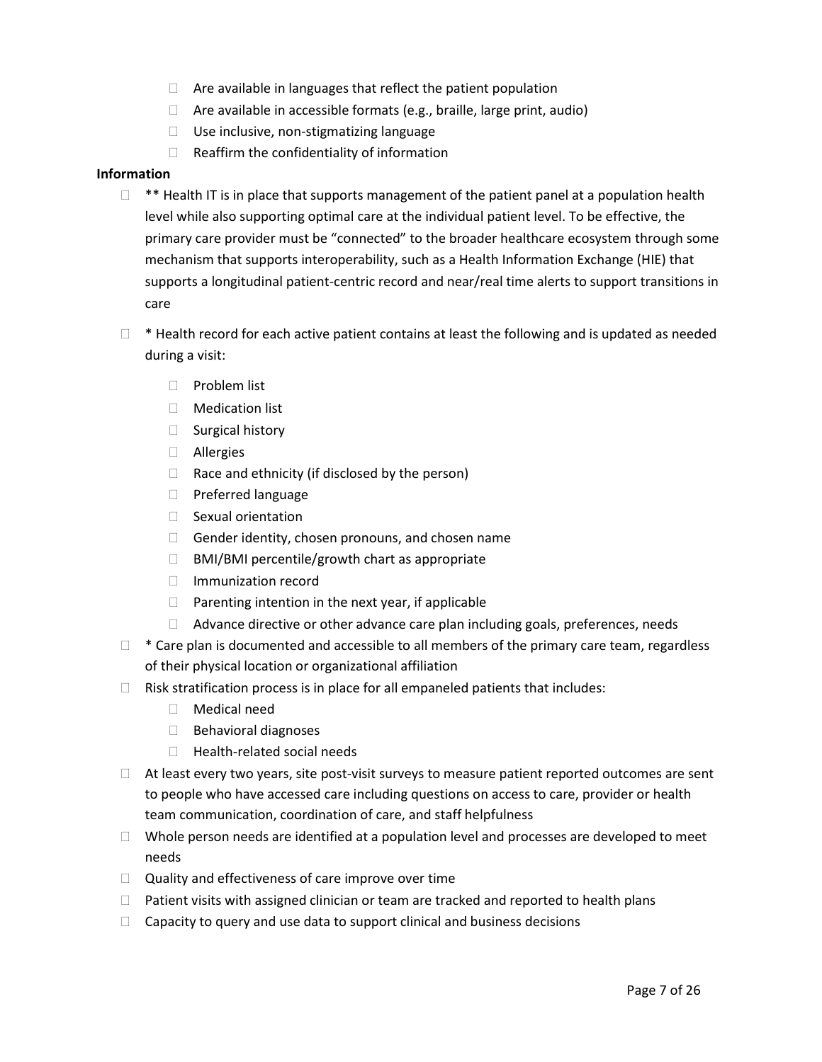- Are available in languages that reflect the patient population
    - Are available in accessible formats (e.g., braille, large print, audio)
    - Use inclusive, non-stigmatizing language
    - Reaffirm the confidentiality of information

**Information**

- ** Health IT is in place that supports management of the patient panel at a population health level while also supporting optimal care at the individual patient level. To be effective, the primary care provider must be "connected" to the broader healthcare ecosystem through some mechanism that supports interoperability, such as a Health Information Exchange (HIE) that supports a longitudinal patient-centric record and near/real time alerts to support transitions in care
- * Health record for each active patient contains at least the following and is updated as needed during a visit:
    - Problem list
    - Medication list
    - Surgical history
    - Allergies
    - Race and ethnicity (if disclosed by the person)
    - Preferred language
    - Sexual orientation
    - Gender identity, chosen pronouns, and chosen name
    - BMI/BMI percentile/growth chart as appropriate
    - Immunization record
    - Parenting intention in the next year, if applicable
    - Advance directive or other advance care plan including goals, preferences, needs
- * Care plan is documented and accessible to all members of the primary care team, regardless of their physical location or organizational affiliation
- Risk stratification process is in place for all empaneled patients that includes:
    - Medical need
    - Behavioral diagnoses
    - Health-related social needs
- At least every two years, site post-visit surveys to measure patient reported outcomes are sent to people who have accessed care including questions on access to care, provider or health team communication, coordination of care, and staff helpfulness
- Whole person needs are identified at a population level and processes are developed to meet needs
- Quality and effectiveness of care improve over time
- Patient visits with assigned clinician or team are tracked and reported to health plans
- Capacity to query and use data to support clinical and business decisions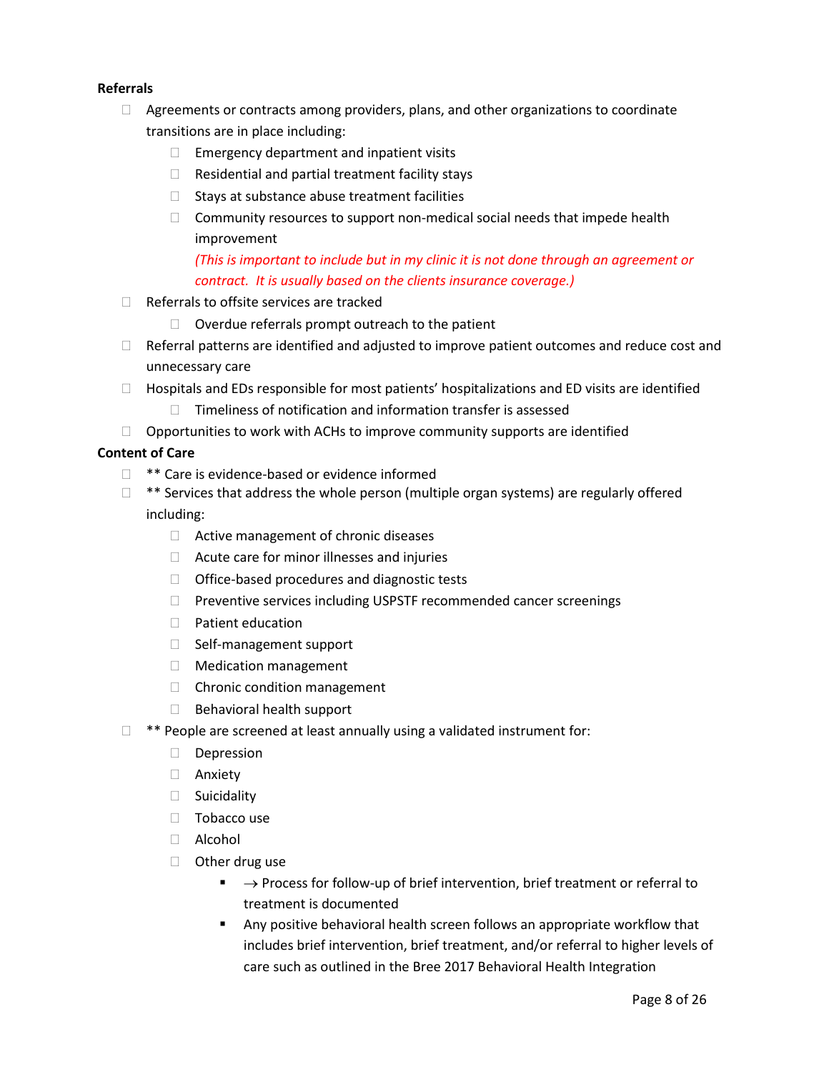**Referrals**

- Agreements or contracts among providers, plans, and other organizations to coordinate transitions are in place including:
  - Emergency department and inpatient visits
  - Residential and partial treatment facility stays
  - Stays at substance abuse treatment facilities
  - Community resources to support non-medical social needs that impede health improvement

    *(This is important to include but in my clinic it is not done through an agreement or contract. It is usually based on the clients insurance coverage.)*
- Referrals to offsite services are tracked
  - Overdue referrals prompt outreach to the patient
- Referral patterns are identified and adjusted to improve patient outcomes and reduce cost and unnecessary care
- Hospitals and EDs responsible for most patients' hospitalizations and ED visits are identified
  - Timeliness of notification and information transfer is assessed
- Opportunities to work with ACHs to improve community supports are identified

**Content of Care**

- ** Care is evidence-based or evidence informed
- ** Services that address the whole person (multiple organ systems) are regularly offered including:
  - Active management of chronic diseases
  - Acute care for minor illnesses and injuries
  - Office-based procedures and diagnostic tests
  - Preventive services including USPSTF recommended cancer screenings
  - Patient education
  - Self-management support
  - Medication management
  - Chronic condition management
  - Behavioral health support
- ** People are screened at least annually using a validated instrument for:
  - Depression
  - Anxiety
  - Suicidality
  - Tobacco use
  - Alcohol
  - Other drug use
    - → Process for follow-up of brief intervention, brief treatment or referral to treatment is documented
    - Any positive behavioral health screen follows an appropriate workflow that includes brief intervention, brief treatment, and/or referral to higher levels of care such as outlined in the Bree 2017 Behavioral Health Integration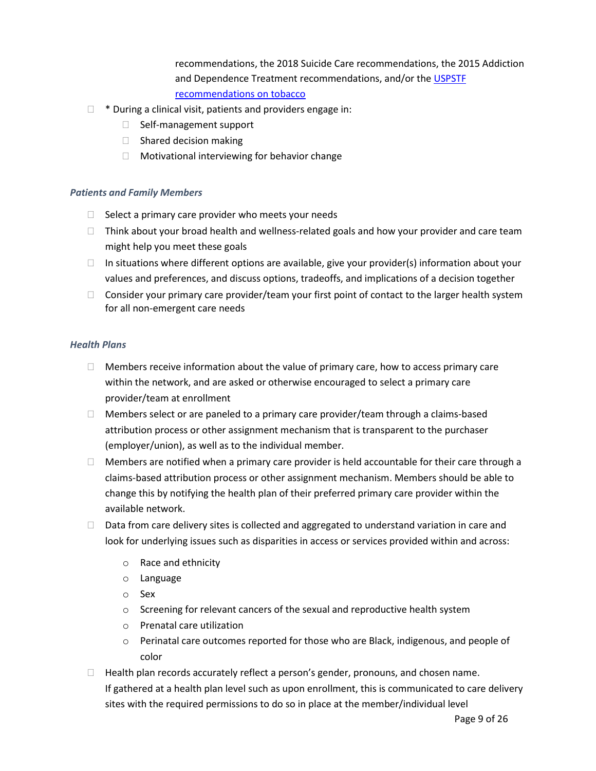recommendations, the 2018 Suicide Care recommendations, the 2015 Addiction and Dependence Treatment recommendations, and/or the [USPSTF recommendations on tobacco]()

- * During a clinical visit, patients and providers engage in:
  - Self-management support
  - Shared decision making
  - Motivational interviewing for behavior change

### *Patients and Family Members*

- Select a primary care provider who meets your needs
- Think about your broad health and wellness-related goals and how your provider and care team might help you meet these goals
- In situations where different options are available, give your provider(s) information about your values and preferences, and discuss options, tradeoffs, and implications of a decision together
- Consider your primary care provider/team your first point of contact to the larger health system for all non-emergent care needs

### *Health Plans*

- Members receive information about the value of primary care, how to access primary care within the network, and are asked or otherwise encouraged to select a primary care provider/team at enrollment
- Members select or are paneled to a primary care provider/team through a claims-based attribution process or other assignment mechanism that is transparent to the purchaser (employer/union), as well as to the individual member.
- Members are notified when a primary care provider is held accountable for their care through a claims-based attribution process or other assignment mechanism. Members should be able to change this by notifying the health plan of their preferred primary care provider within the available network.
- Data from care delivery sites is collected and aggregated to understand variation in care and look for underlying issues such as disparities in access or services provided within and across:
  - Race and ethnicity
  - Language
  - Sex
  - Screening for relevant cancers of the sexual and reproductive health system
  - Prenatal care utilization
  - Perinatal care outcomes reported for those who are Black, indigenous, and people of color
- Health plan records accurately reflect a person's gender, pronouns, and chosen name. If gathered at a health plan level such as upon enrollment, this is communicated to care delivery sites with the required permissions to do so in place at the member/individual level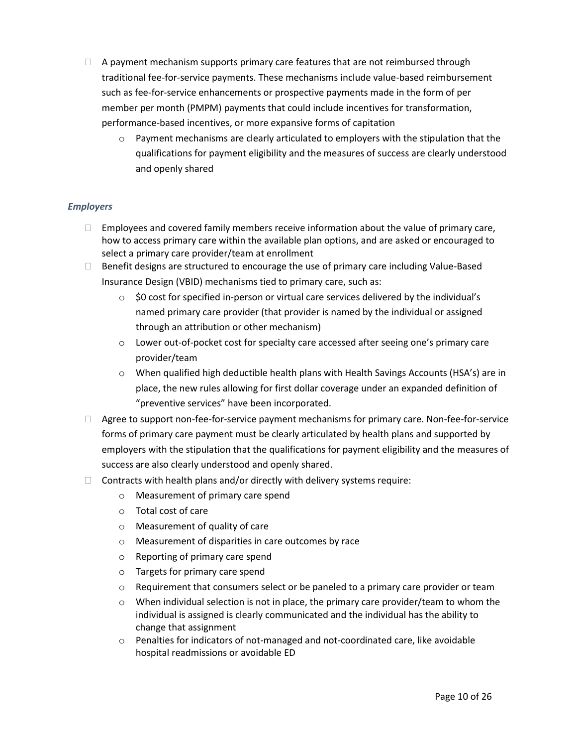- A payment mechanism supports primary care features that are not reimbursed through traditional fee-for-service payments. These mechanisms include value-based reimbursement such as fee-for-service enhancements or prospective payments made in the form of per member per month (PMPM) payments that could include incentives for transformation, performance-based incentives, or more expansive forms of capitation
  - Payment mechanisms are clearly articulated to employers with the stipulation that the qualifications for payment eligibility and the measures of success are clearly understood and openly shared

### *Employers*

- Employees and covered family members receive information about the value of primary care, how to access primary care within the available plan options, and are asked or encouraged to select a primary care provider/team at enrollment
- Benefit designs are structured to encourage the use of primary care including Value-Based Insurance Design (VBID) mechanisms tied to primary care, such as:
  - $0 cost for specified in-person or virtual care services delivered by the individual's named primary care provider (that provider is named by the individual or assigned through an attribution or other mechanism)
  - Lower out-of-pocket cost for specialty care accessed after seeing one's primary care provider/team
  - When qualified high deductible health plans with Health Savings Accounts (HSA's) are in place, the new rules allowing for first dollar coverage under an expanded definition of "preventive services" have been incorporated.
- Agree to support non-fee-for-service payment mechanisms for primary care. Non-fee-for-service forms of primary care payment must be clearly articulated by health plans and supported by employers with the stipulation that the qualifications for payment eligibility and the measures of success are also clearly understood and openly shared.
- Contracts with health plans and/or directly with delivery systems require:
  - Measurement of primary care spend
  - Total cost of care
  - Measurement of quality of care
  - Measurement of disparities in care outcomes by race
  - Reporting of primary care spend
  - Targets for primary care spend
  - Requirement that consumers select or be paneled to a primary care provider or team
  - When individual selection is not in place, the primary care provider/team to whom the individual is assigned is clearly communicated and the individual has the ability to change that assignment
  - Penalties for indicators of not-managed and not-coordinated care, like avoidable hospital readmissions or avoidable ED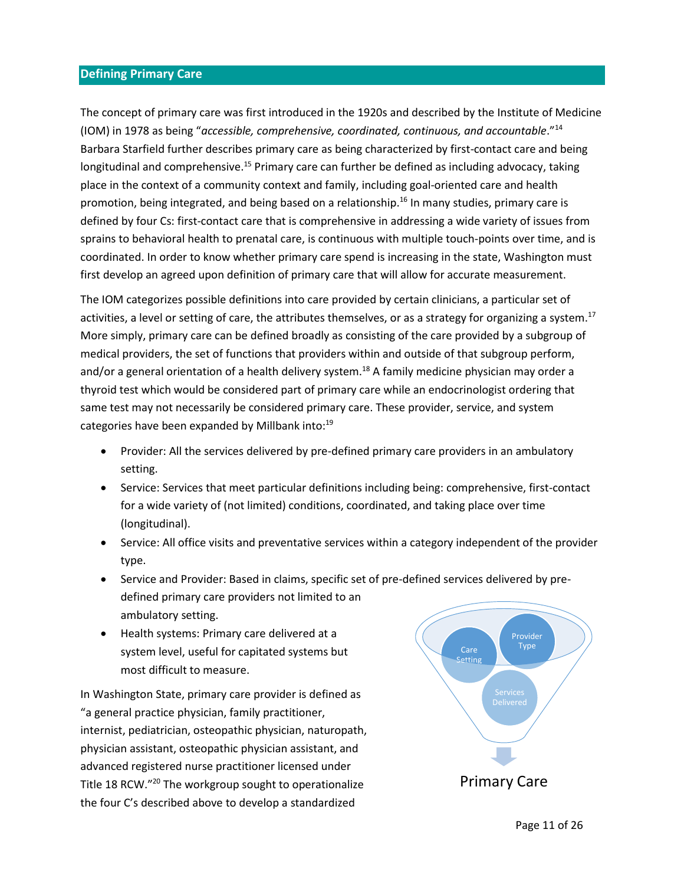## Defining Primary Care

The concept of primary care was first introduced in the 1920s and described by the Institute of Medicine (IOM) in 1978 as being "*accessible, comprehensive, coordinated, continuous, and accountable*."[14] Barbara Starfield further describes primary care as being characterized by first-contact care and being longitudinal and comprehensive.[15] Primary care can further be defined as including advocacy, taking place in the context of a community context and family, including goal-oriented care and health promotion, being integrated, and being based on a relationship.[16] In many studies, primary care is defined by four Cs: first-contact care that is comprehensive in addressing a wide variety of issues from sprains to behavioral health to prenatal care, is continuous with multiple touch-points over time, and is coordinated. In order to know whether primary care spend is increasing in the state, Washington must first develop an agreed upon definition of primary care that will allow for accurate measurement.

The IOM categorizes possible definitions into care provided by certain clinicians, a particular set of activities, a level or setting of care, the attributes themselves, or as a strategy for organizing a system.[17] More simply, primary care can be defined broadly as consisting of the care provided by a subgroup of medical providers, the set of functions that providers within and outside of that subgroup perform, and/or a general orientation of a health delivery system.[18] A family medicine physician may order a thyroid test which would be considered part of primary care while an endocrinologist ordering that same test may not necessarily be considered primary care. These provider, service, and system categories have been expanded by Millbank into:[19]

- Provider: All the services delivered by pre-defined primary care providers in an ambulatory setting.
- Service: Services that meet particular definitions including being: comprehensive, first-contact for a wide variety of (not limited) conditions, coordinated, and taking place over time (longitudinal).
- Service: All office visits and preventative services within a category independent of the provider type.
- Service and Provider: Based in claims, specific set of pre-defined services delivered by pre-defined primary care providers not limited to an ambulatory setting.
- Health systems: Primary care delivered at a system level, useful for capitated systems but most difficult to measure.

Care Setting | Provider Type | Services Delivered → Primary Care

In Washington State, primary care provider is defined as "a general practice physician, family practitioner, internist, pediatrician, osteopathic physician, naturopath, physician assistant, osteopathic physician assistant, and advanced registered nurse practitioner licensed under Title 18 RCW."[20] The workgroup sought to operationalize the four C's described above to develop a standardized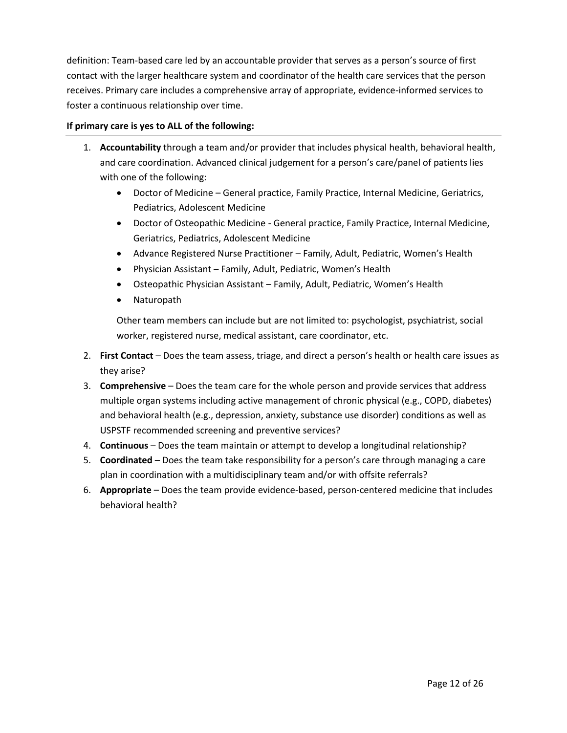definition: Team-based care led by an accountable provider that serves as a person's source of first contact with the larger healthcare system and coordinator of the health care services that the person receives. Primary care includes a comprehensive array of appropriate, evidence-informed services to foster a continuous relationship over time.

**If primary care is yes to ALL of the following:**

1. **Accountability** through a team and/or provider that includes physical health, behavioral health, and care coordination. Advanced clinical judgement for a person's care/panel of patients lies with one of the following:
   - Doctor of Medicine – General practice, Family Practice, Internal Medicine, Geriatrics, Pediatrics, Adolescent Medicine
   - Doctor of Osteopathic Medicine - General practice, Family Practice, Internal Medicine, Geriatrics, Pediatrics, Adolescent Medicine
   - Advance Registered Nurse Practitioner – Family, Adult, Pediatric, Women's Health
   - Physician Assistant – Family, Adult, Pediatric, Women's Health
   - Osteopathic Physician Assistant – Family, Adult, Pediatric, Women's Health
   - Naturopath

   Other team members can include but are not limited to: psychologist, psychiatrist, social worker, registered nurse, medical assistant, care coordinator, etc.

2. **First Contact** – Does the team assess, triage, and direct a person's health or health care issues as they arise?
3. **Comprehensive** – Does the team care for the whole person and provide services that address multiple organ systems including active management of chronic physical (e.g., COPD, diabetes) and behavioral health (e.g., depression, anxiety, substance use disorder) conditions as well as USPSTF recommended screening and preventive services?
4. **Continuous** – Does the team maintain or attempt to develop a longitudinal relationship?
5. **Coordinated** – Does the team take responsibility for a person's care through managing a care plan in coordination with a multidisciplinary team and/or with offsite referrals?
6. **Appropriate** – Does the team provide evidence-based, person-centered medicine that includes behavioral health?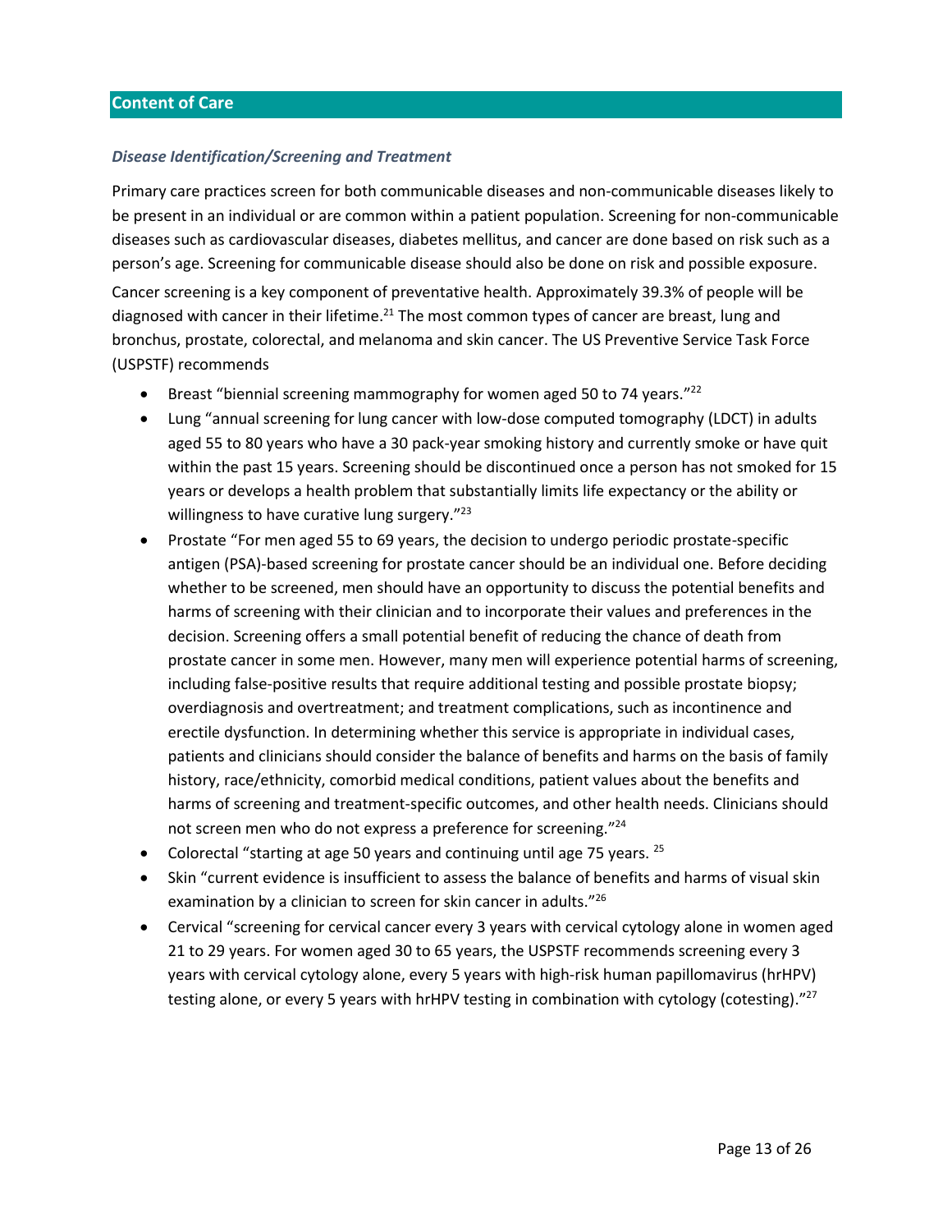## Content of Care

### *Disease Identification/Screening and Treatment*

Primary care practices screen for both communicable diseases and non-communicable diseases likely to be present in an individual or are common within a patient population. Screening for non-communicable diseases such as cardiovascular diseases, diabetes mellitus, and cancer are done based on risk such as a person's age. Screening for communicable disease should also be done on risk and possible exposure.

Cancer screening is a key component of preventative health. Approximately 39.3% of people will be diagnosed with cancer in their lifetime.[21] The most common types of cancer are breast, lung and bronchus, prostate, colorectal, and melanoma and skin cancer. The US Preventive Service Task Force (USPSTF) recommends

- Breast "biennial screening mammography for women aged 50 to 74 years."[22]
- Lung "annual screening for lung cancer with low-dose computed tomography (LDCT) in adults aged 55 to 80 years who have a 30 pack-year smoking history and currently smoke or have quit within the past 15 years. Screening should be discontinued once a person has not smoked for 15 years or develops a health problem that substantially limits life expectancy or the ability or willingness to have curative lung surgery."[23]
- Prostate "For men aged 55 to 69 years, the decision to undergo periodic prostate-specific antigen (PSA)-based screening for prostate cancer should be an individual one. Before deciding whether to be screened, men should have an opportunity to discuss the potential benefits and harms of screening with their clinician and to incorporate their values and preferences in the decision. Screening offers a small potential benefit of reducing the chance of death from prostate cancer in some men. However, many men will experience potential harms of screening, including false-positive results that require additional testing and possible prostate biopsy; overdiagnosis and overtreatment; and treatment complications, such as incontinence and erectile dysfunction. In determining whether this service is appropriate in individual cases, patients and clinicians should consider the balance of benefits and harms on the basis of family history, race/ethnicity, comorbid medical conditions, patient values about the benefits and harms of screening and treatment-specific outcomes, and other health needs. Clinicians should not screen men who do not express a preference for screening."[24]
- Colorectal "starting at age 50 years and continuing until age 75 years. [25]
- Skin "current evidence is insufficient to assess the balance of benefits and harms of visual skin examination by a clinician to screen for skin cancer in adults."[26]
- Cervical "screening for cervical cancer every 3 years with cervical cytology alone in women aged 21 to 29 years. For women aged 30 to 65 years, the USPSTF recommends screening every 3 years with cervical cytology alone, every 5 years with high-risk human papillomavirus (hrHPV) testing alone, or every 5 years with hrHPV testing in combination with cytology (cotesting)."[27]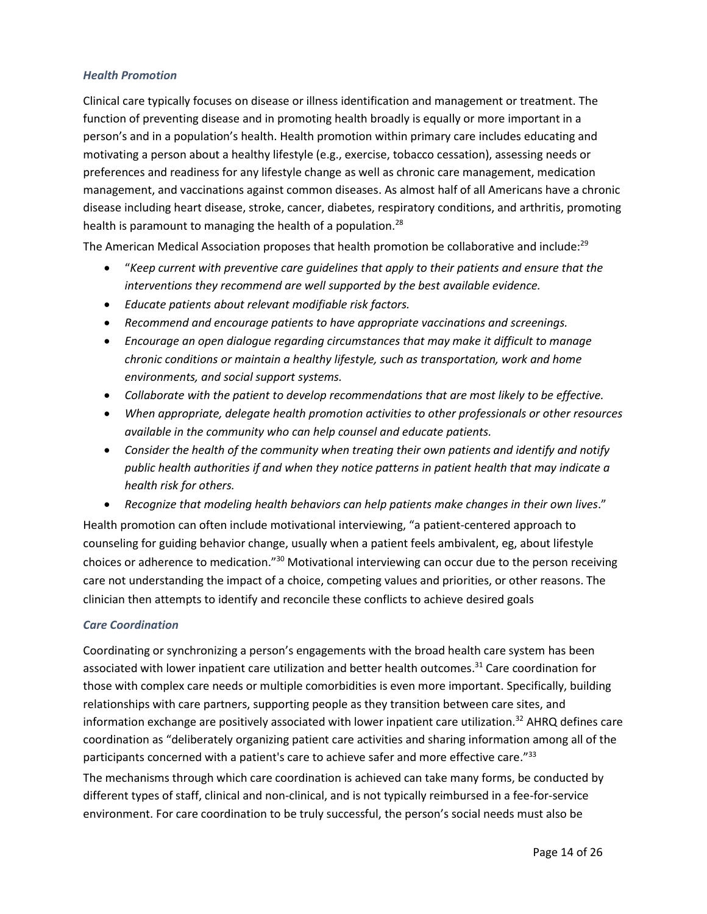### *Health Promotion*

Clinical care typically focuses on disease or illness identification and management or treatment. The function of preventing disease and in promoting health broadly is equally or more important in a person's and in a population's health. Health promotion within primary care includes educating and motivating a person about a healthy lifestyle (e.g., exercise, tobacco cessation), assessing needs or preferences and readiness for any lifestyle change as well as chronic care management, medication management, and vaccinations against common diseases. As almost half of all Americans have a chronic disease including heart disease, stroke, cancer, diabetes, respiratory conditions, and arthritis, promoting health is paramount to managing the health of a population.[28]

The American Medical Association proposes that health promotion be collaborative and include:[29]

- "*Keep current with preventive care guidelines that apply to their patients and ensure that the interventions they recommend are well supported by the best available evidence.*
- *Educate patients about relevant modifiable risk factors.*
- *Recommend and encourage patients to have appropriate vaccinations and screenings.*
- *Encourage an open dialogue regarding circumstances that may make it difficult to manage chronic conditions or maintain a healthy lifestyle, such as transportation, work and home environments, and social support systems.*
- *Collaborate with the patient to develop recommendations that are most likely to be effective.*
- *When appropriate, delegate health promotion activities to other professionals or other resources available in the community who can help counsel and educate patients.*
- *Consider the health of the community when treating their own patients and identify and notify public health authorities if and when they notice patterns in patient health that may indicate a health risk for others.*
- *Recognize that modeling health behaviors can help patients make changes in their own lives*."

Health promotion can often include motivational interviewing, "a patient-centered approach to counseling for guiding behavior change, usually when a patient feels ambivalent, eg, about lifestyle choices or adherence to medication."[30] Motivational interviewing can occur due to the person receiving care not understanding the impact of a choice, competing values and priorities, or other reasons. The clinician then attempts to identify and reconcile these conflicts to achieve desired goals

### *Care Coordination*

Coordinating or synchronizing a person's engagements with the broad health care system has been associated with lower inpatient care utilization and better health outcomes.[31] Care coordination for those with complex care needs or multiple comorbidities is even more important. Specifically, building relationships with care partners, supporting people as they transition between care sites, and information exchange are positively associated with lower inpatient care utilization.[32] AHRQ defines care coordination as "deliberately organizing patient care activities and sharing information among all of the participants concerned with a patient's care to achieve safer and more effective care."[33]

The mechanisms through which care coordination is achieved can take many forms, be conducted by different types of staff, clinical and non-clinical, and is not typically reimbursed in a fee-for-service environment. For care coordination to be truly successful, the person's social needs must also be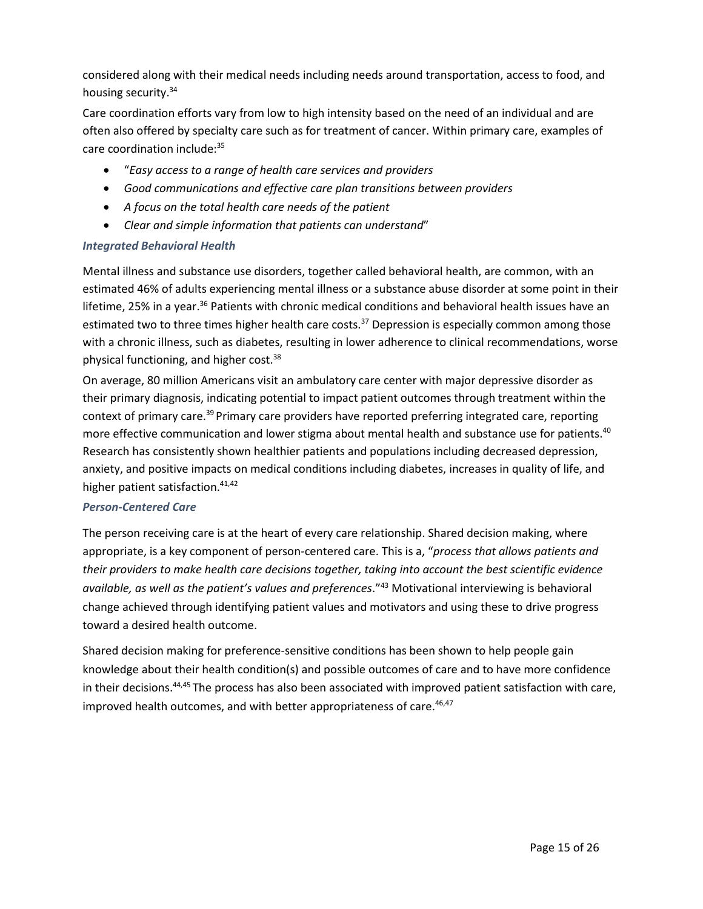considered along with their medical needs including needs around transportation, access to food, and housing security.[34]

Care coordination efforts vary from low to high intensity based on the need of an individual and are often also offered by specialty care such as for treatment of cancer. Within primary care, examples of care coordination include:[35]

- "*Easy access to a range of health care services and providers*
- *Good communications and effective care plan transitions between providers*
- *A focus on the total health care needs of the patient*
- *Clear and simple information that patients can understand*"

### *Integrated Behavioral Health*

Mental illness and substance use disorders, together called behavioral health, are common, with an estimated 46% of adults experiencing mental illness or a substance abuse disorder at some point in their lifetime, 25% in a year.[36] Patients with chronic medical conditions and behavioral health issues have an estimated two to three times higher health care costs.[37] Depression is especially common among those with a chronic illness, such as diabetes, resulting in lower adherence to clinical recommendations, worse physical functioning, and higher cost.[38]

On average, 80 million Americans visit an ambulatory care center with major depressive disorder as their primary diagnosis, indicating potential to impact patient outcomes through treatment within the context of primary care.[39] Primary care providers have reported preferring integrated care, reporting more effective communication and lower stigma about mental health and substance use for patients.[40] Research has consistently shown healthier patients and populations including decreased depression, anxiety, and positive impacts on medical conditions including diabetes, increases in quality of life, and higher patient satisfaction.[41,42]

### *Person-Centered Care*

The person receiving care is at the heart of every care relationship. Shared decision making, where appropriate, is a key component of person-centered care. This is a, "*process that allows patients and their providers to make health care decisions together, taking into account the best scientific evidence available, as well as the patient's values and preferences*."[43] Motivational interviewing is behavioral change achieved through identifying patient values and motivators and using these to drive progress toward a desired health outcome.

Shared decision making for preference-sensitive conditions has been shown to help people gain knowledge about their health condition(s) and possible outcomes of care and to have more confidence in their decisions.[44,45] The process has also been associated with improved patient satisfaction with care, improved health outcomes, and with better appropriateness of care.[46,47]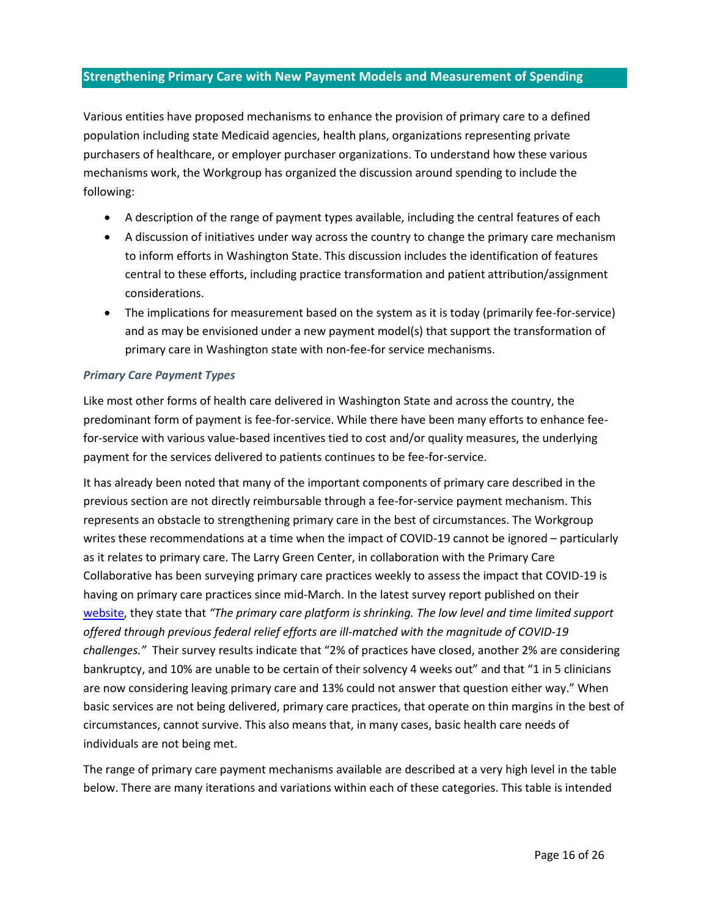## Strengthening Primary Care with New Payment Models and Measurement of Spending

Various entities have proposed mechanisms to enhance the provision of primary care to a defined population including state Medicaid agencies, health plans, organizations representing private purchasers of healthcare, or employer purchaser organizations. To understand how these various mechanisms work, the Workgroup has organized the discussion around spending to include the following:

- A description of the range of payment types available, including the central features of each
- A discussion of initiatives under way across the country to change the primary care mechanism to inform efforts in Washington State. This discussion includes the identification of features central to these efforts, including practice transformation and patient attribution/assignment considerations.
- The implications for measurement based on the system as it is today (primarily fee-for-service) and as may be envisioned under a new payment model(s) that support the transformation of primary care in Washington state with non-fee-for service mechanisms.

### *Primary Care Payment Types*

Like most other forms of health care delivered in Washington State and across the country, the predominant form of payment is fee-for-service. While there have been many efforts to enhance fee-for-service with various value-based incentives tied to cost and/or quality measures, the underlying payment for the services delivered to patients continues to be fee-for-service.

It has already been noted that many of the important components of primary care described in the previous section are not directly reimbursable through a fee-for-service payment mechanism. This represents an obstacle to strengthening primary care in the best of circumstances. The Workgroup writes these recommendations at a time when the impact of COVID-19 cannot be ignored – particularly as it relates to primary care. The Larry Green Center, in collaboration with the Primary Care Collaborative has been surveying primary care practices weekly to assess the impact that COVID-19 is having on primary care practices since mid-March. In the latest survey report published on their website, they state that *"The primary care platform is shrinking. The low level and time limited support offered through previous federal relief efforts are ill-matched with the magnitude of COVID-19 challenges."* Their survey results indicate that "2% of practices have closed, another 2% are considering bankruptcy, and 10% are unable to be certain of their solvency 4 weeks out" and that "1 in 5 clinicians are now considering leaving primary care and 13% could not answer that question either way." When basic services are not being delivered, primary care practices, that operate on thin margins in the best of circumstances, cannot survive. This also means that, in many cases, basic health care needs of individuals are not being met.

The range of primary care payment mechanisms available are described at a very high level in the table below. There are many iterations and variations within each of these categories. This table is intended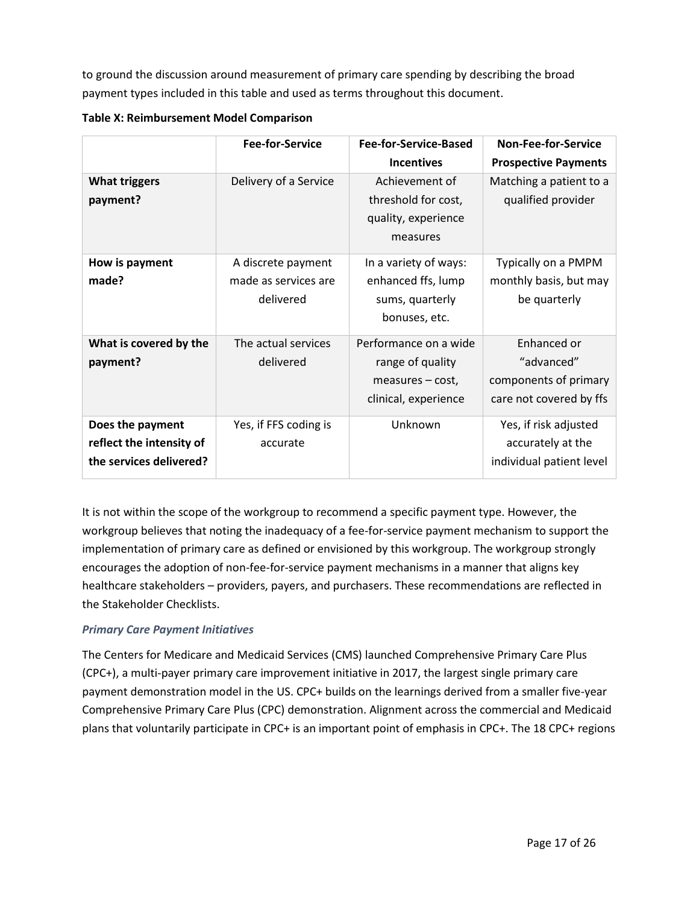to ground the discussion around measurement of primary care spending by describing the broad payment types included in this table and used as terms throughout this document.

**Table X: Reimbursement Model Comparison**

| | Fee-for-Service | Fee-for-Service-Based Incentives | Non-Fee-for-Service Prospective Payments |
|---|---|---|---|
| **What triggers payment?** | Delivery of a Service | Achievement of threshold for cost, quality, experience measures | Matching a patient to a qualified provider |
| **How is payment made?** | A discrete payment made as services are delivered | In a variety of ways: enhanced ffs, lump sums, quarterly bonuses, etc. | Typically on a PMPM monthly basis, but may be quarterly |
| **What is covered by the payment?** | The actual services delivered | Performance on a wide range of quality measures – cost, clinical, experience | Enhanced or "advanced" components of primary care not covered by ffs |
| **Does the payment reflect the intensity of the services delivered?** | Yes, if FFS coding is accurate | Unknown | Yes, if risk adjusted accurately at the individual patient level |

It is not within the scope of the workgroup to recommend a specific payment type. However, the workgroup believes that noting the inadequacy of a fee-for-service payment mechanism to support the implementation of primary care as defined or envisioned by this workgroup. The workgroup strongly encourages the adoption of non-fee-for-service payment mechanisms in a manner that aligns key healthcare stakeholders – providers, payers, and purchasers. These recommendations are reflected in the Stakeholder Checklists.

### *Primary Care Payment Initiatives*

The Centers for Medicare and Medicaid Services (CMS) launched Comprehensive Primary Care Plus (CPC+), a multi-payer primary care improvement initiative in 2017, the largest single primary care payment demonstration model in the US. CPC+ builds on the learnings derived from a smaller five-year Comprehensive Primary Care Plus (CPC) demonstration. Alignment across the commercial and Medicaid plans that voluntarily participate in CPC+ is an important point of emphasis in CPC+. The 18 CPC+ regions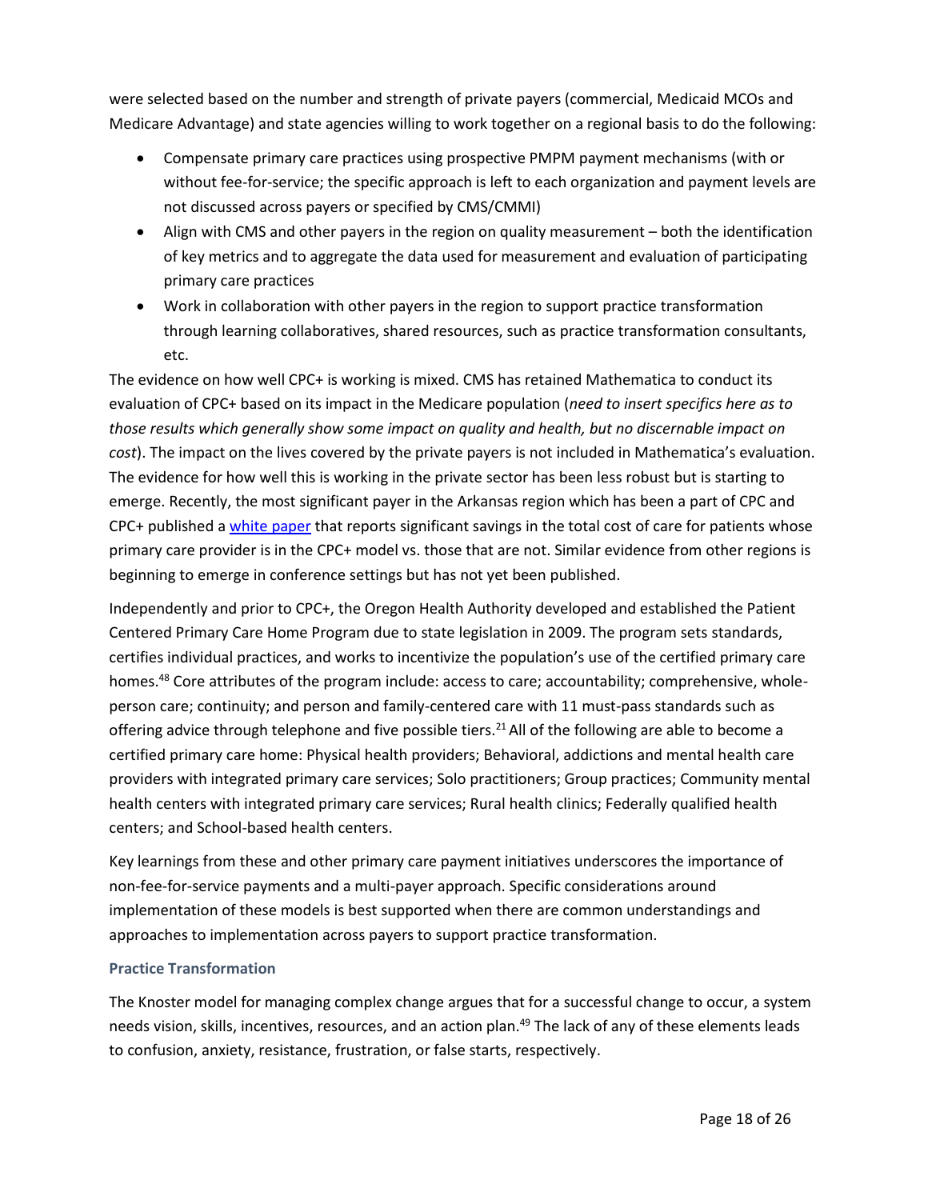were selected based on the number and strength of private payers (commercial, Medicaid MCOs and Medicare Advantage) and state agencies willing to work together on a regional basis to do the following:

- Compensate primary care practices using prospective PMPM payment mechanisms (with or without fee-for-service; the specific approach is left to each organization and payment levels are not discussed across payers or specified by CMS/CMMI)
- Align with CMS and other payers in the region on quality measurement – both the identification of key metrics and to aggregate the data used for measurement and evaluation of participating primary care practices
- Work in collaboration with other payers in the region to support practice transformation through learning collaboratives, shared resources, such as practice transformation consultants, etc.

The evidence on how well CPC+ is working is mixed. CMS has retained Mathematica to conduct its evaluation of CPC+ based on its impact in the Medicare population (*need to insert specifics here as to those results which generally show some impact on quality and health, but no discernable impact on cost*). The impact on the lives covered by the private payers is not included in Mathematica's evaluation. The evidence for how well this is working in the private sector has been less robust but is starting to emerge. Recently, the most significant payer in the Arkansas region which has been a part of CPC and CPC+ published a white paper that reports significant savings in the total cost of care for patients whose primary care provider is in the CPC+ model vs. those that are not. Similar evidence from other regions is beginning to emerge in conference settings but has not yet been published.

Independently and prior to CPC+, the Oregon Health Authority developed and established the Patient Centered Primary Care Home Program due to state legislation in 2009. The program sets standards, certifies individual practices, and works to incentivize the population's use of the certified primary care homes.[48] Core attributes of the program include: access to care; accountability; comprehensive, whole-person care; continuity; and person and family-centered care with 11 must-pass standards such as offering advice through telephone and five possible tiers.[21] All of the following are able to become a certified primary care home: Physical health providers; Behavioral, addictions and mental health care providers with integrated primary care services; Solo practitioners; Group practices; Community mental health centers with integrated primary care services; Rural health clinics; Federally qualified health centers; and School-based health centers.

Key learnings from these and other primary care payment initiatives underscores the importance of non-fee-for-service payments and a multi-payer approach. Specific considerations around implementation of these models is best supported when there are common understandings and approaches to implementation across payers to support practice transformation.

### Practice Transformation

The Knoster model for managing complex change argues that for a successful change to occur, a system needs vision, skills, incentives, resources, and an action plan.[49] The lack of any of these elements leads to confusion, anxiety, resistance, frustration, or false starts, respectively.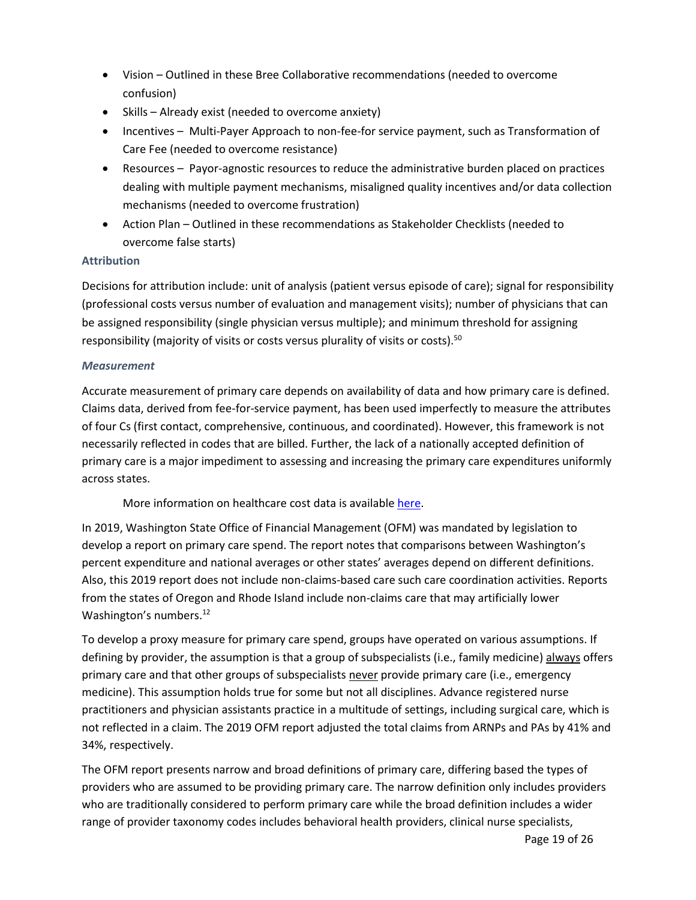- Vision – Outlined in these Bree Collaborative recommendations (needed to overcome confusion)
- Skills – Already exist (needed to overcome anxiety)
- Incentives – Multi-Payer Approach to non-fee-for service payment, such as Transformation of Care Fee (needed to overcome resistance)
- Resources – Payor-agnostic resources to reduce the administrative burden placed on practices dealing with multiple payment mechanisms, misaligned quality incentives and/or data collection mechanisms (needed to overcome frustration)
- Action Plan – Outlined in these recommendations as Stakeholder Checklists (needed to overcome false starts)

### Attribution

Decisions for attribution include: unit of analysis (patient versus episode of care); signal for responsibility (professional costs versus number of evaluation and management visits); number of physicians that can be assigned responsibility (single physician versus multiple); and minimum threshold for assigning responsibility (majority of visits or costs versus plurality of visits or costs).[50]

#### *Measurement*

Accurate measurement of primary care depends on availability of data and how primary care is defined. Claims data, derived from fee-for-service payment, has been used imperfectly to measure the attributes of four Cs (first contact, comprehensive, continuous, and coordinated). However, this framework is not necessarily reflected in codes that are billed. Further, the lack of a nationally accepted definition of primary care is a major impediment to assessing and increasing the primary care expenditures uniformly across states.

More information on healthcare cost data is available here.

In 2019, Washington State Office of Financial Management (OFM) was mandated by legislation to develop a report on primary care spend. The report notes that comparisons between Washington's percent expenditure and national averages or other states' averages depend on different definitions. Also, this 2019 report does not include non-claims-based care such care coordination activities. Reports from the states of Oregon and Rhode Island include non-claims care that may artificially lower Washington's numbers.[12]

To develop a proxy measure for primary care spend, groups have operated on various assumptions. If defining by provider, the assumption is that a group of subspecialists (i.e., family medicine) always offers primary care and that other groups of subspecialists never provide primary care (i.e., emergency medicine). This assumption holds true for some but not all disciplines. Advance registered nurse practitioners and physician assistants practice in a multitude of settings, including surgical care, which is not reflected in a claim. The 2019 OFM report adjusted the total claims from ARNPs and PAs by 41% and 34%, respectively.

The OFM report presents narrow and broad definitions of primary care, differing based the types of providers who are assumed to be providing primary care. The narrow definition only includes providers who are traditionally considered to perform primary care while the broad definition includes a wider range of provider taxonomy codes includes behavioral health providers, clinical nurse specialists,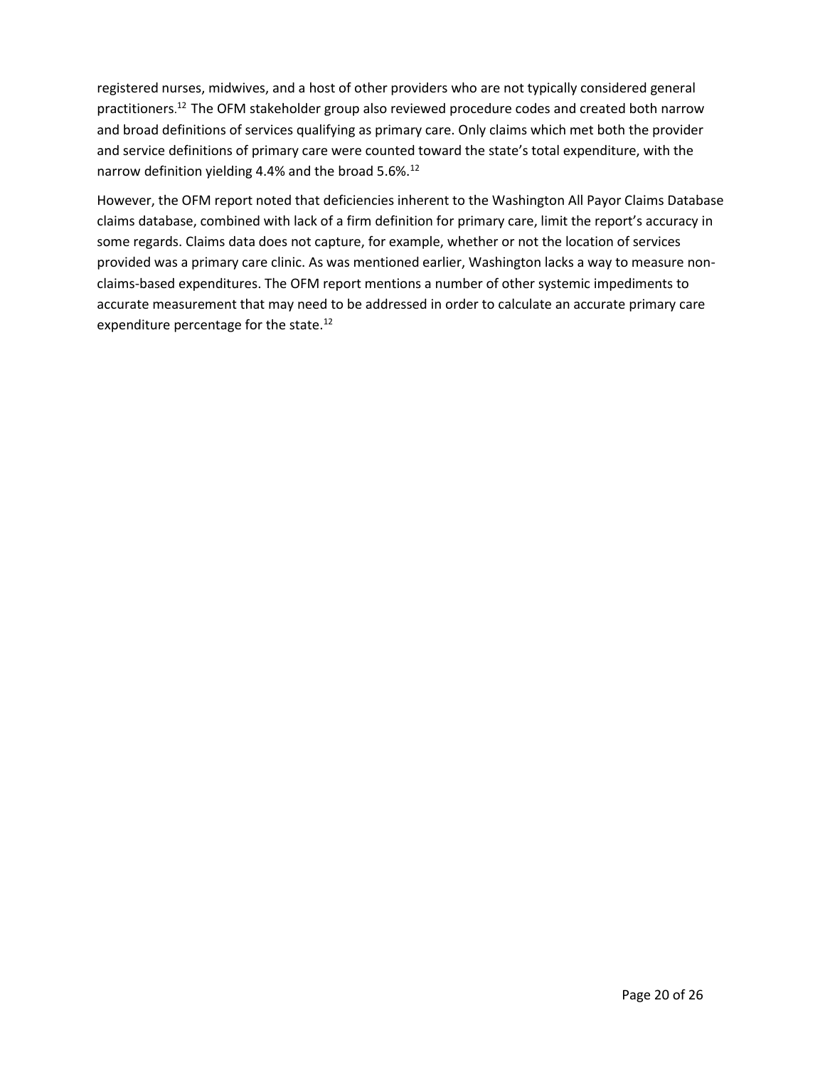registered nurses, midwives, and a host of other providers who are not typically considered general practitioners.[12] The OFM stakeholder group also reviewed procedure codes and created both narrow and broad definitions of services qualifying as primary care. Only claims which met both the provider and service definitions of primary care were counted toward the state's total expenditure, with the narrow definition yielding 4.4% and the broad 5.6%.[12]

However, the OFM report noted that deficiencies inherent to the Washington All Payor Claims Database claims database, combined with lack of a firm definition for primary care, limit the report's accuracy in some regards. Claims data does not capture, for example, whether or not the location of services provided was a primary care clinic. As was mentioned earlier, Washington lacks a way to measure non-claims-based expenditures. The OFM report mentions a number of other systemic impediments to accurate measurement that may need to be addressed in order to calculate an accurate primary care expenditure percentage for the state.[12]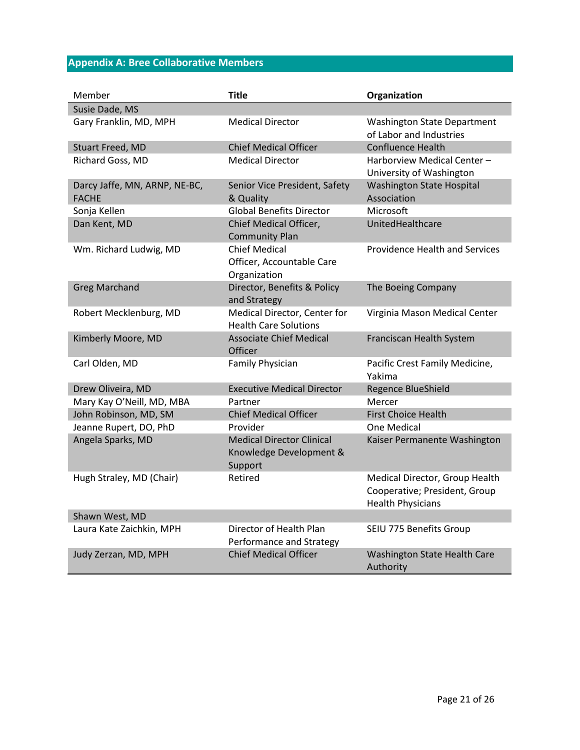## Appendix A: Bree Collaborative Members

| Member | Title | Organization |
|---|---|---|
| Susie Dade, MS | | |
| Gary Franklin, MD, MPH | Medical Director | Washington State Department of Labor and Industries |
| Stuart Freed, MD | Chief Medical Officer | Confluence Health |
| Richard Goss, MD | Medical Director | Harborview Medical Center – University of Washington |
| Darcy Jaffe, MN, ARNP, NE-BC, FACHE | Senior Vice President, Safety & Quality | Washington State Hospital Association |
| Sonja Kellen | Global Benefits Director | Microsoft |
| Dan Kent, MD | Chief Medical Officer, Community Plan | UnitedHealthcare |
| Wm. Richard Ludwig, MD | Chief Medical Officer, Accountable Care Organization | Providence Health and Services |
| Greg Marchand | Director, Benefits & Policy and Strategy | The Boeing Company |
| Robert Mecklenburg, MD | Medical Director, Center for Health Care Solutions | Virginia Mason Medical Center |
| Kimberly Moore, MD | Associate Chief Medical Officer | Franciscan Health System |
| Carl Olden, MD | Family Physician | Pacific Crest Family Medicine, Yakima |
| Drew Oliveira, MD | Executive Medical Director | Regence BlueShield |
| Mary Kay O'Neill, MD, MBA | Partner | Mercer |
| John Robinson, MD, SM | Chief Medical Officer | First Choice Health |
| Jeanne Rupert, DO, PhD | Provider | One Medical |
| Angela Sparks, MD | Medical Director Clinical Knowledge Development & Support | Kaiser Permanente Washington |
| Hugh Straley, MD (Chair) | Retired | Medical Director, Group Health Cooperative; President, Group Health Physicians |
| Shawn West, MD | | |
| Laura Kate Zaichkin, MPH | Director of Health Plan Performance and Strategy | SEIU 775 Benefits Group |
| Judy Zerzan, MD, MPH | Chief Medical Officer | Washington State Health Care Authority |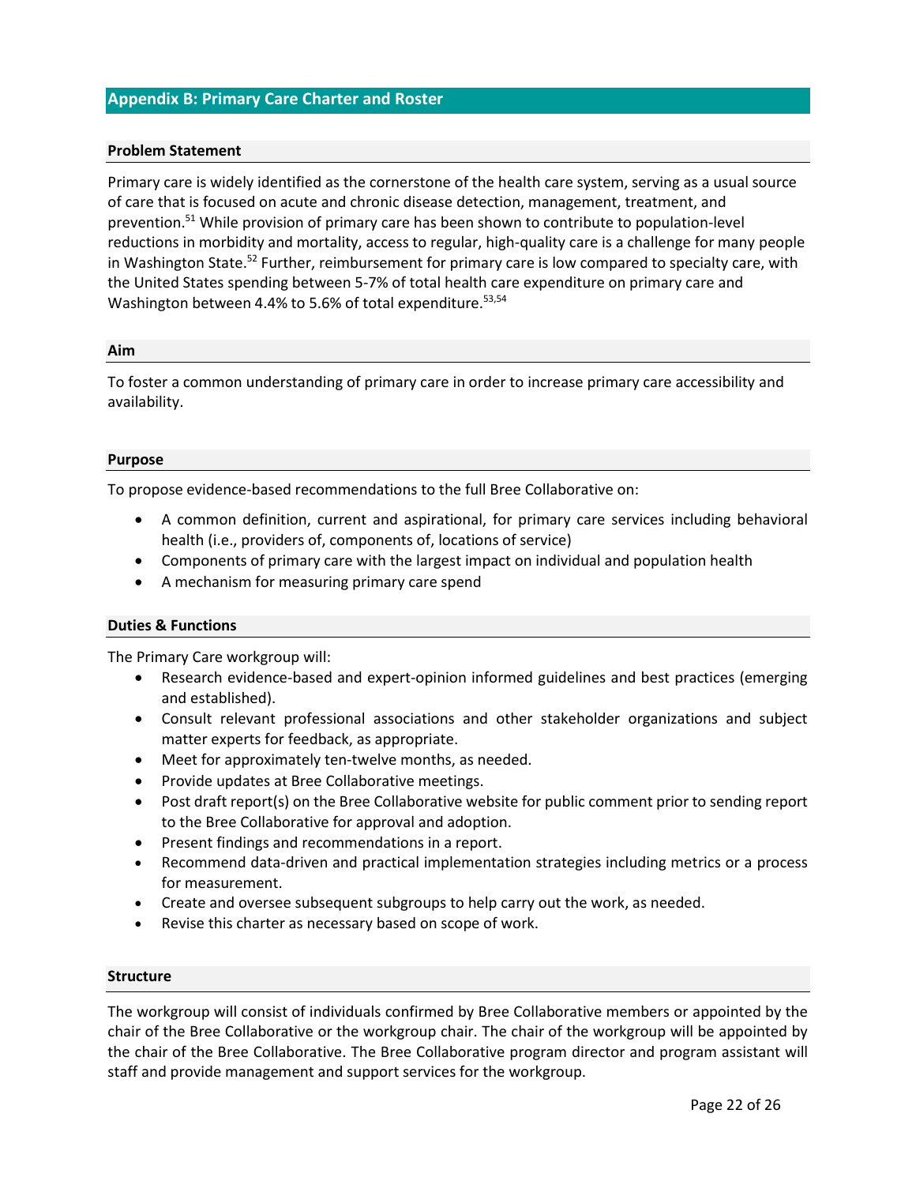## Appendix B: Primary Care Charter and Roster

### Problem Statement

Primary care is widely identified as the cornerstone of the health care system, serving as a usual source of care that is focused on acute and chronic disease detection, management, treatment, and prevention.[51] While provision of primary care has been shown to contribute to population-level reductions in morbidity and mortality, access to regular, high-quality care is a challenge for many people in Washington State.[52] Further, reimbursement for primary care is low compared to specialty care, with the United States spending between 5-7% of total health care expenditure on primary care and Washington between 4.4% to 5.6% of total expenditure.[53,54]

### Aim

To foster a common understanding of primary care in order to increase primary care accessibility and availability.

### Purpose

To propose evidence-based recommendations to the full Bree Collaborative on:

- A common definition, current and aspirational, for primary care services including behavioral health (i.e., providers of, components of, locations of service)
- Components of primary care with the largest impact on individual and population health
- A mechanism for measuring primary care spend

### Duties & Functions

The Primary Care workgroup will:

- Research evidence-based and expert-opinion informed guidelines and best practices (emerging and established).
- Consult relevant professional associations and other stakeholder organizations and subject matter experts for feedback, as appropriate.
- Meet for approximately ten-twelve months, as needed.
- Provide updates at Bree Collaborative meetings.
- Post draft report(s) on the Bree Collaborative website for public comment prior to sending report to the Bree Collaborative for approval and adoption.
- Present findings and recommendations in a report.
- Recommend data-driven and practical implementation strategies including metrics or a process for measurement.
- Create and oversee subsequent subgroups to help carry out the work, as needed.
- Revise this charter as necessary based on scope of work.

### Structure

The workgroup will consist of individuals confirmed by Bree Collaborative members or appointed by the chair of the Bree Collaborative or the workgroup chair. The chair of the workgroup will be appointed by the chair of the Bree Collaborative. The Bree Collaborative program director and program assistant will staff and provide management and support services for the workgroup.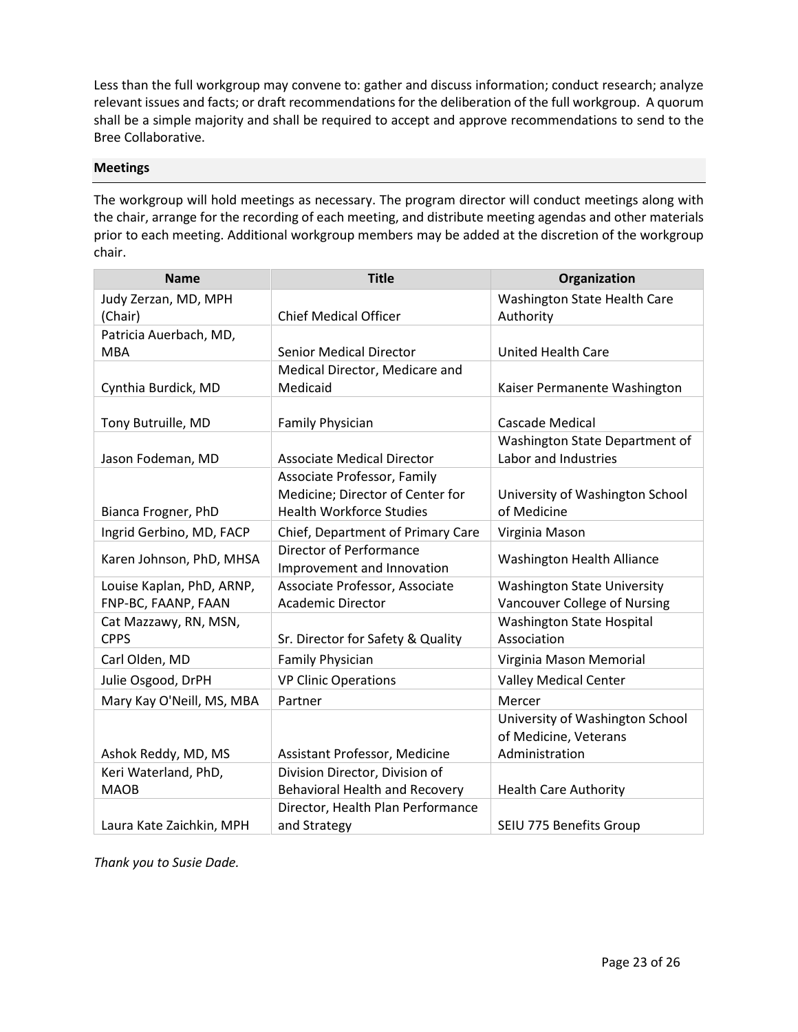Less than the full workgroup may convene to: gather and discuss information; conduct research; analyze relevant issues and facts; or draft recommendations for the deliberation of the full workgroup. A quorum shall be a simple majority and shall be required to accept and approve recommendations to send to the Bree Collaborative.

## Meetings

The workgroup will hold meetings as necessary. The program director will conduct meetings along with the chair, arrange for the recording of each meeting, and distribute meeting agendas and other materials prior to each meeting. Additional workgroup members may be added at the discretion of the workgroup chair.

| Name | Title | Organization |
|---|---|---|
| Judy Zerzan, MD, MPH (Chair) | Chief Medical Officer | Washington State Health Care Authority |
| Patricia Auerbach, MD, MBA | Senior Medical Director | United Health Care |
| Cynthia Burdick, MD | Medical Director, Medicare and Medicaid | Kaiser Permanente Washington |
| Tony Butruille, MD | Family Physician | Cascade Medical |
| Jason Fodeman, MD | Associate Medical Director | Washington State Department of Labor and Industries |
| Bianca Frogner, PhD | Associate Professor, Family Medicine; Director of Center for Health Workforce Studies | University of Washington School of Medicine |
| Ingrid Gerbino, MD, FACP | Chief, Department of Primary Care | Virginia Mason |
| Karen Johnson, PhD, MHSA | Director of Performance Improvement and Innovation | Washington Health Alliance |
| Louise Kaplan, PhD, ARNP, FNP-BC, FAANP, FAAN | Associate Professor, Associate Academic Director | Washington State University Vancouver College of Nursing |
| Cat Mazzawy, RN, MSN, CPPS | Sr. Director for Safety & Quality | Washington State Hospital Association |
| Carl Olden, MD | Family Physician | Virginia Mason Memorial |
| Julie Osgood, DrPH | VP Clinic Operations | Valley Medical Center |
| Mary Kay O'Neill, MS, MBA | Partner | Mercer |
| Ashok Reddy, MD, MS | Assistant Professor, Medicine | University of Washington School of Medicine, Veterans Administration |
| Keri Waterland, PhD, MAOB | Division Director, Division of Behavioral Health and Recovery | Health Care Authority |
| Laura Kate Zaichkin, MPH | Director, Health Plan Performance and Strategy | SEIU 775 Benefits Group |

*Thank you to Susie Dade.*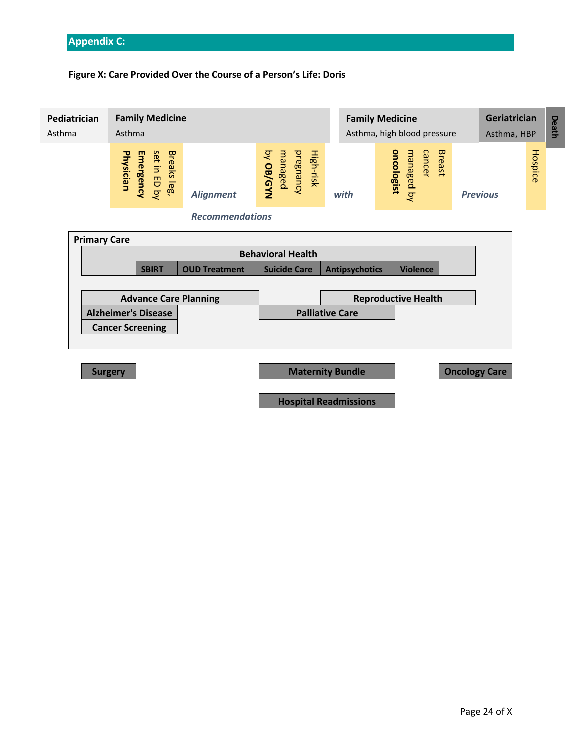## Appendix C:

**Figure X: Care Provided Over the Course of a Person's Life: Doris**

**Pediatrician**
Asthma

**Family Medicine**
Asthma

**Family Medicine**
Asthma, high blood pressure

**Geriatrician**
Asthma, HBP

**Death**

Breaks leg, set in ED by **Emergency Physician**

High-risk pregnancy managed by **OB/GYN**

Breast cancer managed by **oncologist**

Hospice

*Alignment with Previous Recommendations*

**Primary Care**

- **Behavioral Health**
  - SBIRT
  - OUD Treatment
  - Suicide Care
  - Antipsychotics
  - Violence
- Advance Care Planning
- Alzheimer's Disease
- Cancer Screening
- Reproductive Health
- Palliative Care

**Surgery**

**Maternity Bundle**

**Hospital Readmissions**

**Oncology Care**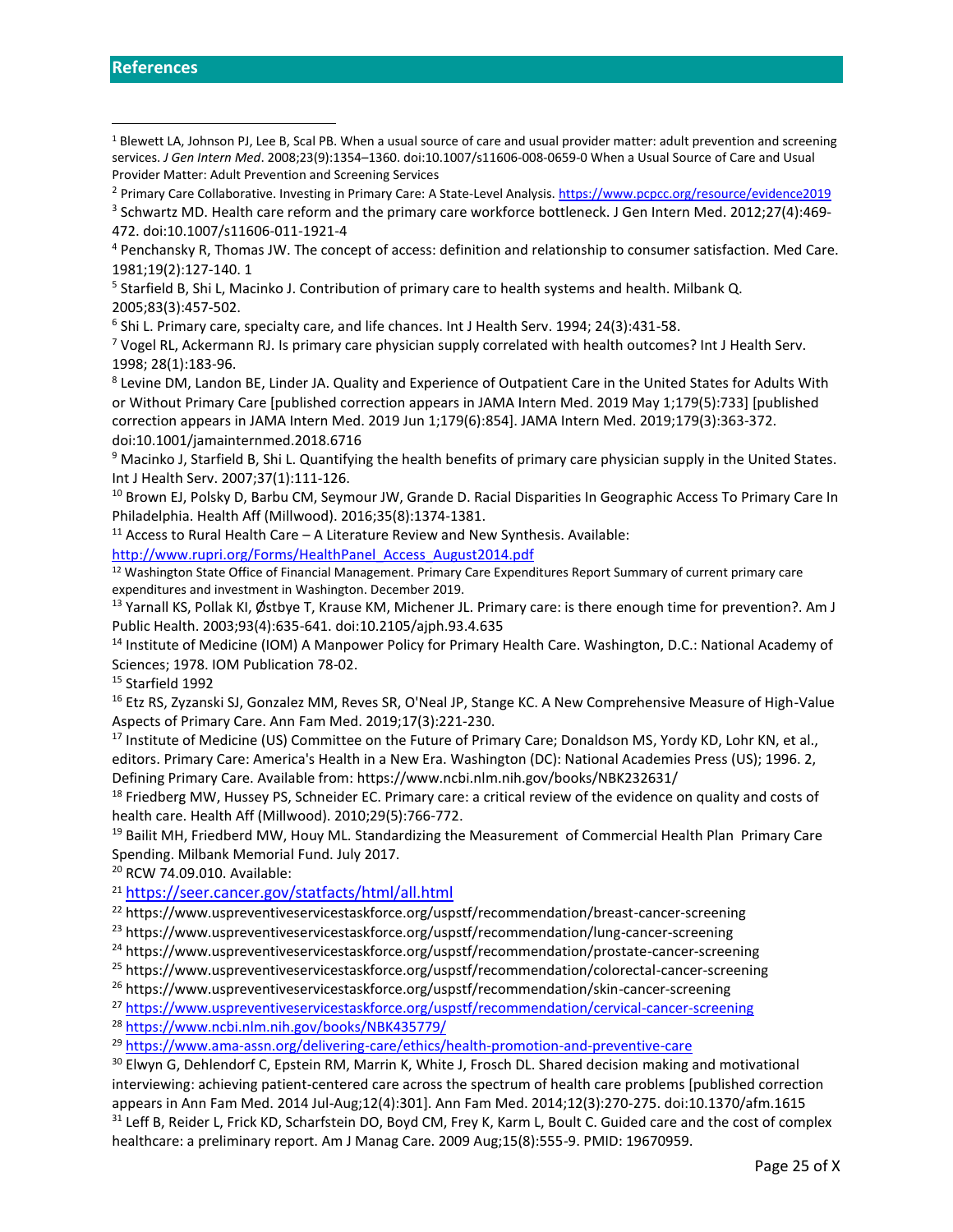## References

[1] Blewett LA, Johnson PJ, Lee B, Scal PB. When a usual source of care and usual provider matter: adult prevention and screening services. *J Gen Intern Med*. 2008;23(9):1354–1360. doi:10.1007/s11606-008-0659-0 When a Usual Source of Care and Usual Provider Matter: Adult Prevention and Screening Services

[2] Primary Care Collaborative. Investing in Primary Care: A State-Level Analysis. https://www.pcpcc.org/resource/evidence2019

[3] Schwartz MD. Health care reform and the primary care workforce bottleneck. J Gen Intern Med. 2012;27(4):469-472. doi:10.1007/s11606-011-1921-4

[4] Penchansky R, Thomas JW. The concept of access: definition and relationship to consumer satisfaction. Med Care. 1981;19(2):127-140. 1

[5] Starfield B, Shi L, Macinko J. Contribution of primary care to health systems and health. Milbank Q. 2005;83(3):457-502.

[6] Shi L. Primary care, specialty care, and life chances. Int J Health Serv. 1994; 24(3):431-58.

[7] Vogel RL, Ackermann RJ. Is primary care physician supply correlated with health outcomes? Int J Health Serv. 1998; 28(1):183-96.

[8] Levine DM, Landon BE, Linder JA. Quality and Experience of Outpatient Care in the United States for Adults With or Without Primary Care [published correction appears in JAMA Intern Med. 2019 May 1;179(5):733] [published correction appears in JAMA Intern Med. 2019 Jun 1;179(6):854]. JAMA Intern Med. 2019;179(3):363-372. doi:10.1001/jamainternmed.2018.6716

[9] Macinko J, Starfield B, Shi L. Quantifying the health benefits of primary care physician supply in the United States. Int J Health Serv. 2007;37(1):111-126.

[10] Brown EJ, Polsky D, Barbu CM, Seymour JW, Grande D. Racial Disparities In Geographic Access To Primary Care In Philadelphia. Health Aff (Millwood). 2016;35(8):1374-1381.

[11] Access to Rural Health Care – A Literature Review and New Synthesis. Available: http://www.rupri.org/Forms/HealthPanel_Access_August2014.pdf

[12] Washington State Office of Financial Management. Primary Care Expenditures Report Summary of current primary care expenditures and investment in Washington. December 2019.

[13] Yarnall KS, Pollak KI, Østbye T, Krause KM, Michener JL. Primary care: is there enough time for prevention?. Am J Public Health. 2003;93(4):635-641. doi:10.2105/ajph.93.4.635

[14] Institute of Medicine (IOM) A Manpower Policy for Primary Health Care. Washington, D.C.: National Academy of Sciences; 1978. IOM Publication 78-02.

[15] Starfield 1992

[16] Etz RS, Zyzanski SJ, Gonzalez MM, Reves SR, O'Neal JP, Stange KC. A New Comprehensive Measure of High-Value Aspects of Primary Care. Ann Fam Med. 2019;17(3):221-230.

[17] Institute of Medicine (US) Committee on the Future of Primary Care; Donaldson MS, Yordy KD, Lohr KN, et al., editors. Primary Care: America's Health in a New Era. Washington (DC): National Academies Press (US); 1996. 2, Defining Primary Care. Available from: https://www.ncbi.nlm.nih.gov/books/NBK232631/

[18] Friedberg MW, Hussey PS, Schneider EC. Primary care: a critical review of the evidence on quality and costs of health care. Health Aff (Millwood). 2010;29(5):766-772.

[19] Bailit MH, Friedberg MW, Houy ML. Standardizing the Measurement of Commercial Health Plan Primary Care Spending. Milbank Memorial Fund. July 2017.

[20] RCW 74.09.010. Available:

[21] https://seer.cancer.gov/statfacts/html/all.html

[22] https://www.uspreventiveservicestaskforce.org/uspstf/recommendation/breast-cancer-screening

[23] https://www.uspreventiveservicestaskforce.org/uspstf/recommendation/lung-cancer-screening

[24] https://www.uspreventiveservicestaskforce.org/uspstf/recommendation/prostate-cancer-screening

[25] https://www.uspreventiveservicestaskforce.org/uspstf/recommendation/colorectal-cancer-screening

[26] https://www.uspreventiveservicestaskforce.org/uspstf/recommendation/skin-cancer-screening

[27] https://www.uspreventiveservicestaskforce.org/uspstf/recommendation/cervical-cancer-screening

[28] https://www.ncbi.nlm.nih.gov/books/NBK435779/

[29] https://www.ama-assn.org/delivering-care/ethics/health-promotion-and-preventive-care

[30] Elwyn G, Dehlendorf C, Epstein RM, Marrin K, White J, Frosch DL. Shared decision making and motivational interviewing: achieving patient-centered care across the spectrum of health care problems [published correction appears in Ann Fam Med. 2014 Jul-Aug;12(4):301]. Ann Fam Med. 2014;12(3):270-275. doi:10.1370/afm.1615

[31] Leff B, Reider L, Frick KD, Scharfstein DO, Boyd CM, Frey K, Karm L, Boult C. Guided care and the cost of complex healthcare: a preliminary report. Am J Manag Care. 2009 Aug;15(8):555-9. PMID: 19670959.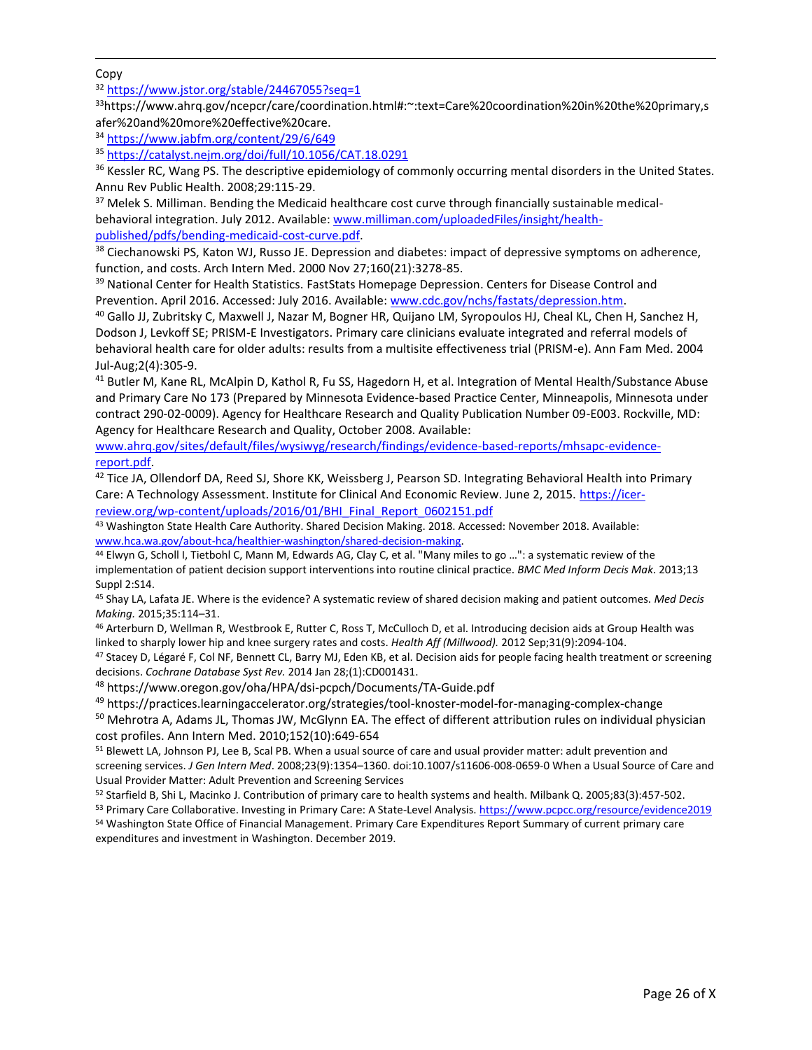Copy

[32] https://www.jstor.org/stable/24467055?seq=1

[33] https://www.ahrq.gov/ncepcr/care/coordination.html#:~:text=Care%20coordination%20in%20the%20primary,safer%20and%20more%20effective%20care.

[34] https://www.jabfm.org/content/29/6/649

[35] https://catalyst.nejm.org/doi/full/10.1056/CAT.18.0291

[36] Kessler RC, Wang PS. The descriptive epidemiology of commonly occurring mental disorders in the United States. Annu Rev Public Health. 2008;29:115-29.

[37] Melek S. Milliman. Bending the Medicaid healthcare cost curve through financially sustainable medical-behavioral integration. July 2012. Available: www.milliman.com/uploadedFiles/insight/health-published/pdfs/bending-medicaid-cost-curve.pdf.

[38] Ciechanowski PS, Katon WJ, Russo JE. Depression and diabetes: impact of depressive symptoms on adherence, function, and costs. Arch Intern Med. 2000 Nov 27;160(21):3278-85.

[39] National Center for Health Statistics. FastStats Homepage Depression. Centers for Disease Control and Prevention. April 2016. Accessed: July 2016. Available: www.cdc.gov/nchs/fastats/depression.htm.

[40] Gallo JJ, Zubritsky C, Maxwell J, Nazar M, Bogner HR, Quijano LM, Syropoulos HJ, Cheal KL, Chen H, Sanchez H, Dodson J, Levkoff SE; PRISM-E Investigators. Primary care clinicians evaluate integrated and referral models of behavioral health care for older adults: results from a multisite effectiveness trial (PRISM-e). Ann Fam Med. 2004 Jul-Aug;2(4):305-9.

[41] Butler M, Kane RL, McAlpin D, Kathol R, Fu SS, Hagedorn H, et al. Integration of Mental Health/Substance Abuse and Primary Care No 173 (Prepared by Minnesota Evidence-based Practice Center, Minneapolis, Minnesota under contract 290-02-0009). Agency for Healthcare Research and Quality Publication Number 09-E003. Rockville, MD: Agency for Healthcare Research and Quality, October 2008. Available: www.ahrq.gov/sites/default/files/wysiwyg/research/findings/evidence-based-reports/mhsapc-evidence-report.pdf.

[42] Tice JA, Ollendorf DA, Reed SJ, Shore KK, Weissberg J, Pearson SD. Integrating Behavioral Health into Primary Care: A Technology Assessment. Institute for Clinical And Economic Review. June 2, 2015. https://icer-review.org/wp-content/uploads/2016/01/BHI_Final_Report_0602151.pdf

[43] Washington State Health Care Authority. Shared Decision Making. 2018. Accessed: November 2018. Available: www.hca.wa.gov/about-hca/healthier-washington/shared-decision-making.

[44] Elwyn G, Scholl I, Tietbohl C, Mann M, Edwards AG, Clay C, et al. "Many miles to go …": a systematic review of the implementation of patient decision support interventions into routine clinical practice. *BMC Med Inform Decis Mak*. 2013;13 Suppl 2:S14.

[45] Shay LA, Lafata JE. Where is the evidence? A systematic review of shared decision making and patient outcomes. *Med Decis Making.* 2015;35:114–31.

[46] Arterburn D, Wellman R, Westbrook E, Rutter C, Ross T, McCulloch D, et al. Introducing decision aids at Group Health was linked to sharply lower hip and knee surgery rates and costs. *Health Aff (Millwood).* 2012 Sep;31(9):2094-104.

[47] Stacey D, Légaré F, Col NF, Bennett CL, Barry MJ, Eden KB, et al. Decision aids for people facing health treatment or screening decisions. *Cochrane Database Syst Rev.* 2014 Jan 28;(1):CD001431.

[48] https://www.oregon.gov/oha/HPA/dsi-pcpch/Documents/TA-Guide.pdf

[49] https://practices.learningaccelerator.org/strategies/tool-knoster-model-for-managing-complex-change

[50] Mehrotra A, Adams JL, Thomas JW, McGlynn EA. The effect of different attribution rules on individual physician cost profiles. Ann Intern Med. 2010;152(10):649-654

[51] Blewett LA, Johnson PJ, Lee B, Scal PB. When a usual source of care and usual provider matter: adult prevention and screening services. *J Gen Intern Med*. 2008;23(9):1354–1360. doi:10.1007/s11606-008-0659-0 When a Usual Source of Care and Usual Provider Matter: Adult Prevention and Screening Services

[52] Starfield B, Shi L, Macinko J. Contribution of primary care to health systems and health. Milbank Q. 2005;83(3):457-502.

[53] Primary Care Collaborative. Investing in Primary Care: A State-Level Analysis. https://www.pcpcc.org/resource/evidence2019

[54] Washington State Office of Financial Management. Primary Care Expenditures Report Summary of current primary care expenditures and investment in Washington. December 2019.